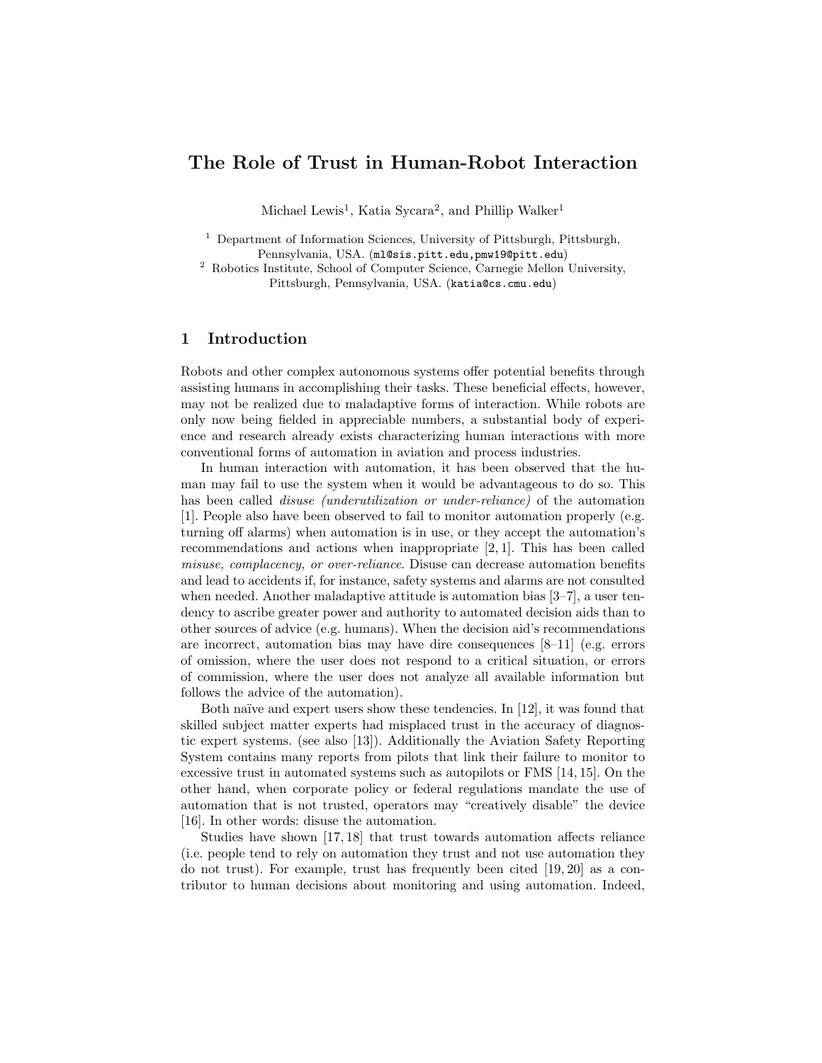# The Role of Trust in Human-Robot Interaction

Michael Lewis[1], Katia Sycara[2], and Phillip Walker[1]

[1] Department of Information Sciences, University of Pittsburgh, Pittsburgh, Pennsylvania, USA. (ml@sis.pitt.edu,pmw19@pitt.edu)

[2] Robotics Institute, School of Computer Science, Carnegie Mellon University, Pittsburgh, Pennsylvania, USA. (katia@cs.cmu.edu)

## 1 Introduction

Robots and other complex autonomous systems offer potential benefits through assisting humans in accomplishing their tasks. These beneficial effects, however, may not be realized due to maladaptive forms of interaction. While robots are only now being fielded in appreciable numbers, a substantial body of experience and research already exists characterizing human interactions with more conventional forms of automation in aviation and process industries.

In human interaction with automation, it has been observed that the human may fail to use the system when it would be advantageous to do so. This has been called *disuse (underutilization or under-reliance)* of the automation [1]. People also have been observed to fail to monitor automation properly (e.g. turning off alarms) when automation is in use, or they accept the automation's recommendations and actions when inappropriate [2, 1]. This has been called *misuse, complacency, or over-reliance*. Disuse can decrease automation benefits and lead to accidents if, for instance, safety systems and alarms are not consulted when needed. Another maladaptive attitude is automation bias [3–7], a user tendency to ascribe greater power and authority to automated decision aids than to other sources of advice (e.g. humans). When the decision aid's recommendations are incorrect, automation bias may have dire consequences [8–11] (e.g. errors of omission, where the user does not respond to a critical situation, or errors of commission, where the user does not analyze all available information but follows the advice of the automation).

Both naïve and expert users show these tendencies. In [12], it was found that skilled subject matter experts had misplaced trust in the accuracy of diagnostic expert systems. (see also [13]). Additionally the Aviation Safety Reporting System contains many reports from pilots that link their failure to monitor to excessive trust in automated systems such as autopilots or FMS [14, 15]. On the other hand, when corporate policy or federal regulations mandate the use of automation that is not trusted, operators may "creatively disable" the device [16]. In other words: disuse the automation.

Studies have shown [17, 18] that trust towards automation affects reliance (i.e. people tend to rely on automation they trust and not use automation they do not trust). For example, trust has frequently been cited [19, 20] as a contributor to human decisions about monitoring and using automation. Indeed,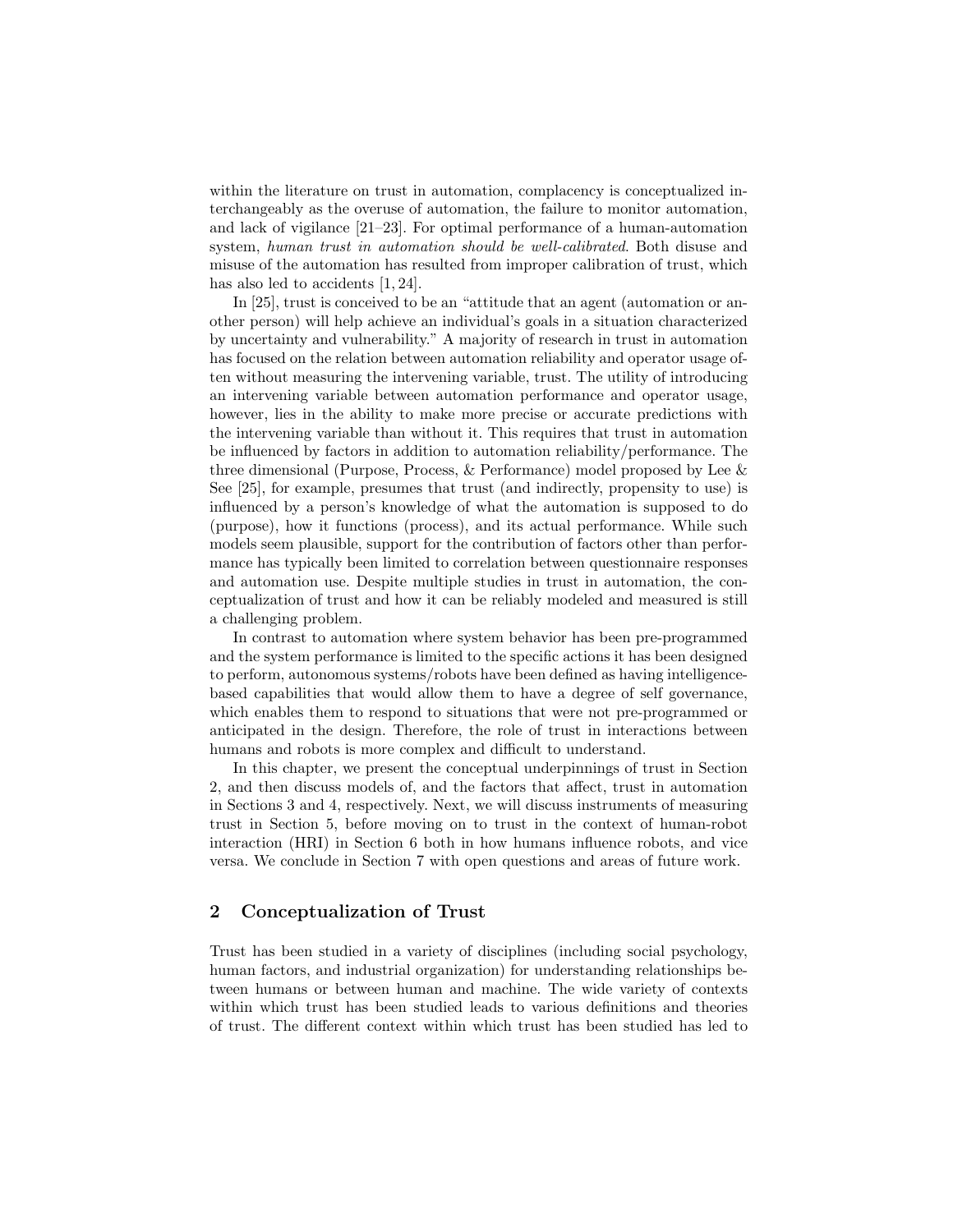within the literature on trust in automation, complacency is conceptualized interchangeably as the overuse of automation, the failure to monitor automation, and lack of vigilance [21–23]. For optimal performance of a human-automation system, *human trust in automation should be well-calibrated*. Both disuse and misuse of the automation has resulted from improper calibration of trust, which has also led to accidents [1, 24].

In [25], trust is conceived to be an "attitude that an agent (automation or another person) will help achieve an individual's goals in a situation characterized by uncertainty and vulnerability." A majority of research in trust in automation has focused on the relation between automation reliability and operator usage often without measuring the intervening variable, trust. The utility of introducing an intervening variable between automation performance and operator usage, however, lies in the ability to make more precise or accurate predictions with the intervening variable than without it. This requires that trust in automation be influenced by factors in addition to automation reliability/performance. The three dimensional (Purpose, Process, & Performance) model proposed by Lee & See [25], for example, presumes that trust (and indirectly, propensity to use) is influenced by a person's knowledge of what the automation is supposed to do (purpose), how it functions (process), and its actual performance. While such models seem plausible, support for the contribution of factors other than performance has typically been limited to correlation between questionnaire responses and automation use. Despite multiple studies in trust in automation, the conceptualization of trust and how it can be reliably modeled and measured is still a challenging problem.

In contrast to automation where system behavior has been pre-programmed and the system performance is limited to the specific actions it has been designed to perform, autonomous systems/robots have been defined as having intelligence-based capabilities that would allow them to have a degree of self governance, which enables them to respond to situations that were not pre-programmed or anticipated in the design. Therefore, the role of trust in interactions between humans and robots is more complex and difficult to understand.

In this chapter, we present the conceptual underpinnings of trust in Section 2, and then discuss models of, and the factors that affect, trust in automation in Sections 3 and 4, respectively. Next, we will discuss instruments of measuring trust in Section 5, before moving on to trust in the context of human-robot interaction (HRI) in Section 6 both in how humans influence robots, and vice versa. We conclude in Section 7 with open questions and areas of future work.

## 2 Conceptualization of Trust

Trust has been studied in a variety of disciplines (including social psychology, human factors, and industrial organization) for understanding relationships between humans or between human and machine. The wide variety of contexts within which trust has been studied leads to various definitions and theories of trust. The different context within which trust has been studied has led to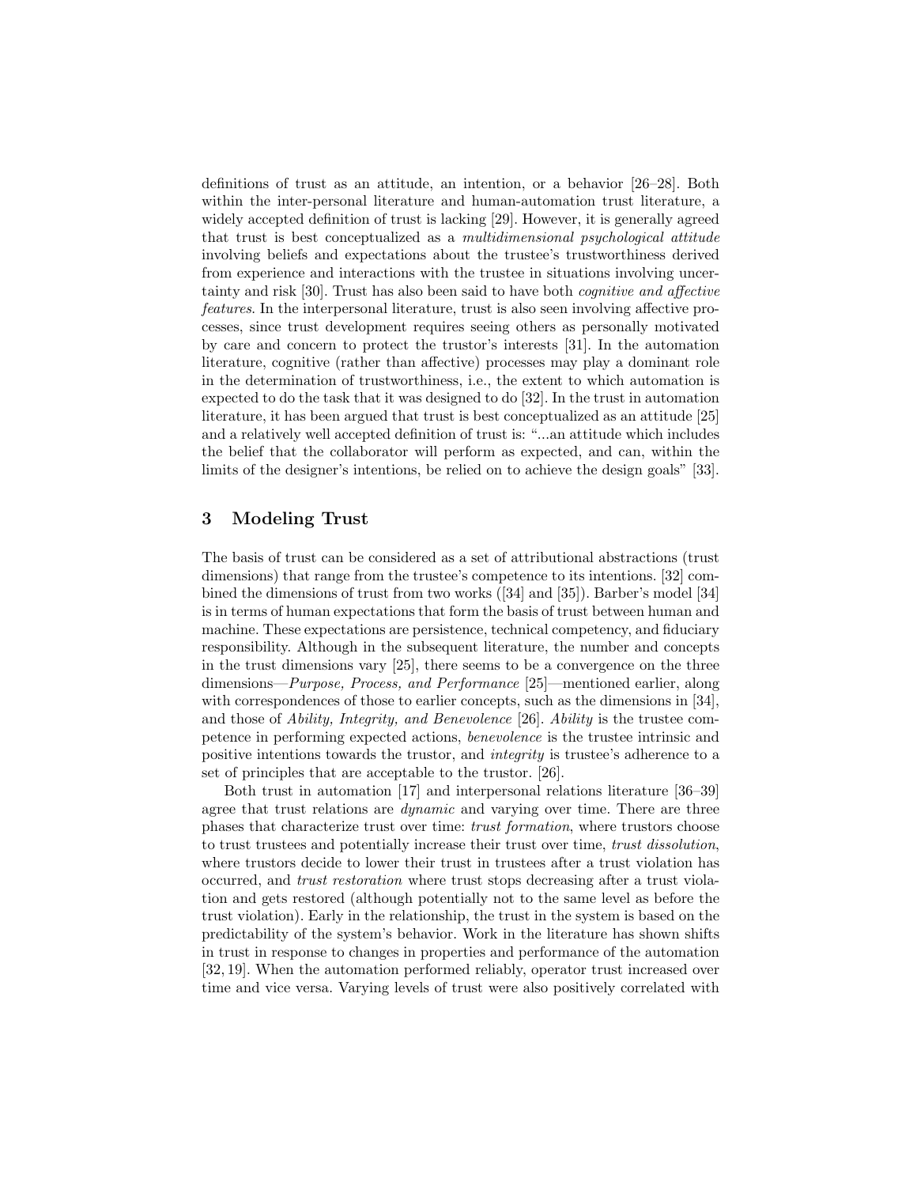definitions of trust as an attitude, an intention, or a behavior [26–28]. Both within the inter-personal literature and human-automation trust literature, a widely accepted definition of trust is lacking [29]. However, it is generally agreed that trust is best conceptualized as a *multidimensional psychological attitude* involving beliefs and expectations about the trustee's trustworthiness derived from experience and interactions with the trustee in situations involving uncertainty and risk [30]. Trust has also been said to have both *cognitive and affective features*. In the interpersonal literature, trust is also seen involving affective processes, since trust development requires seeing others as personally motivated by care and concern to protect the trustor's interests [31]. In the automation literature, cognitive (rather than affective) processes may play a dominant role in the determination of trustworthiness, i.e., the extent to which automation is expected to do the task that it was designed to do [32]. In the trust in automation literature, it has been argued that trust is best conceptualized as an attitude [25] and a relatively well accepted definition of trust is: "...an attitude which includes the belief that the collaborator will perform as expected, and can, within the limits of the designer's intentions, be relied on to achieve the design goals" [33].

## 3 Modeling Trust

The basis of trust can be considered as a set of attributional abstractions (trust dimensions) that range from the trustee's competence to its intentions. [32] combined the dimensions of trust from two works ([34] and [35]). Barber's model [34] is in terms of human expectations that form the basis of trust between human and machine. These expectations are persistence, technical competency, and fiduciary responsibility. Although in the subsequent literature, the number and concepts in the trust dimensions vary [25], there seems to be a convergence on the three dimensions—*Purpose, Process, and Performance* [25]—mentioned earlier, along with correspondences of those to earlier concepts, such as the dimensions in [34], and those of *Ability, Integrity, and Benevolence* [26]. *Ability* is the trustee competence in performing expected actions, *benevolence* is the trustee intrinsic and positive intentions towards the trustor, and *integrity* is trustee's adherence to a set of principles that are acceptable to the trustor. [26].

Both trust in automation [17] and interpersonal relations literature [36–39] agree that trust relations are *dynamic* and varying over time. There are three phases that characterize trust over time: *trust formation*, where trustors choose to trust trustees and potentially increase their trust over time, *trust dissolution*, where trustors decide to lower their trust in trustees after a trust violation has occurred, and *trust restoration* where trust stops decreasing after a trust violation and gets restored (although potentially not to the same level as before the trust violation). Early in the relationship, the trust in the system is based on the predictability of the system's behavior. Work in the literature has shown shifts in trust in response to changes in properties and performance of the automation [32, 19]. When the automation performed reliably, operator trust increased over time and vice versa. Varying levels of trust were also positively correlated with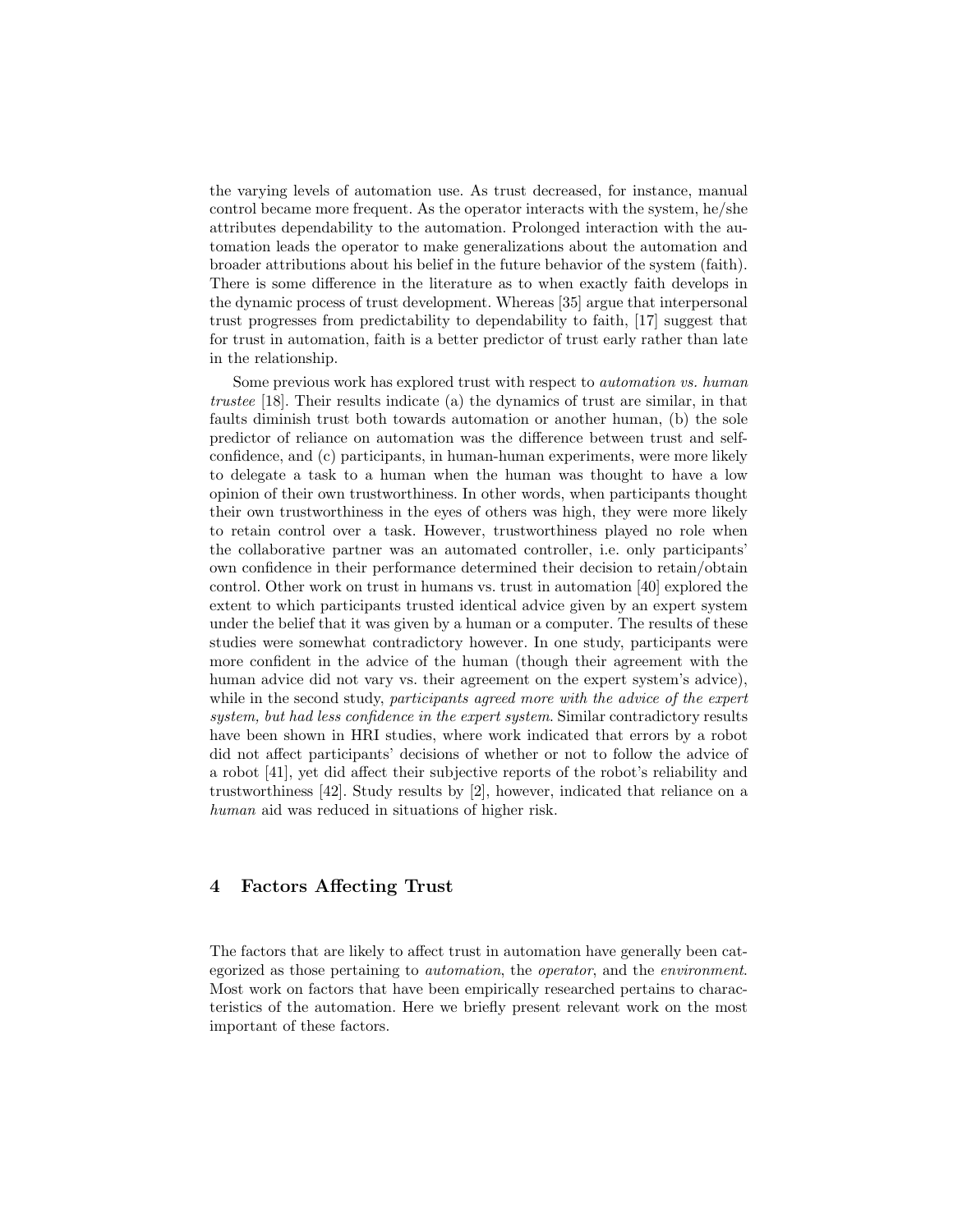the varying levels of automation use. As trust decreased, for instance, manual control became more frequent. As the operator interacts with the system, he/she attributes dependability to the automation. Prolonged interaction with the automation leads the operator to make generalizations about the automation and broader attributions about his belief in the future behavior of the system (faith). There is some difference in the literature as to when exactly faith develops in the dynamic process of trust development. Whereas [35] argue that interpersonal trust progresses from predictability to dependability to faith, [17] suggest that for trust in automation, faith is a better predictor of trust early rather than late in the relationship.

Some previous work has explored trust with respect to *automation vs. human trustee* [18]. Their results indicate (a) the dynamics of trust are similar, in that faults diminish trust both towards automation or another human, (b) the sole predictor of reliance on automation was the difference between trust and self-confidence, and (c) participants, in human-human experiments, were more likely to delegate a task to a human when the human was thought to have a low opinion of their own trustworthiness. In other words, when participants thought their own trustworthiness in the eyes of others was high, they were more likely to retain control over a task. However, trustworthiness played no role when the collaborative partner was an automated controller, i.e. only participants' own confidence in their performance determined their decision to retain/obtain control. Other work on trust in humans vs. trust in automation [40] explored the extent to which participants trusted identical advice given by an expert system under the belief that it was given by a human or a computer. The results of these studies were somewhat contradictory however. In one study, participants were more confident in the advice of the human (though their agreement with the human advice did not vary vs. their agreement on the expert system's advice), while in the second study, *participants agreed more with the advice of the expert system, but had less confidence in the expert system*. Similar contradictory results have been shown in HRI studies, where work indicated that errors by a robot did not affect participants' decisions of whether or not to follow the advice of a robot [41], yet did affect their subjective reports of the robot's reliability and trustworthiness [42]. Study results by [2], however, indicated that reliance on a *human* aid was reduced in situations of higher risk.

## 4 Factors Affecting Trust

The factors that are likely to affect trust in automation have generally been categorized as those pertaining to *automation*, the *operator*, and the *environment*. Most work on factors that have been empirically researched pertains to characteristics of the automation. Here we briefly present relevant work on the most important of these factors.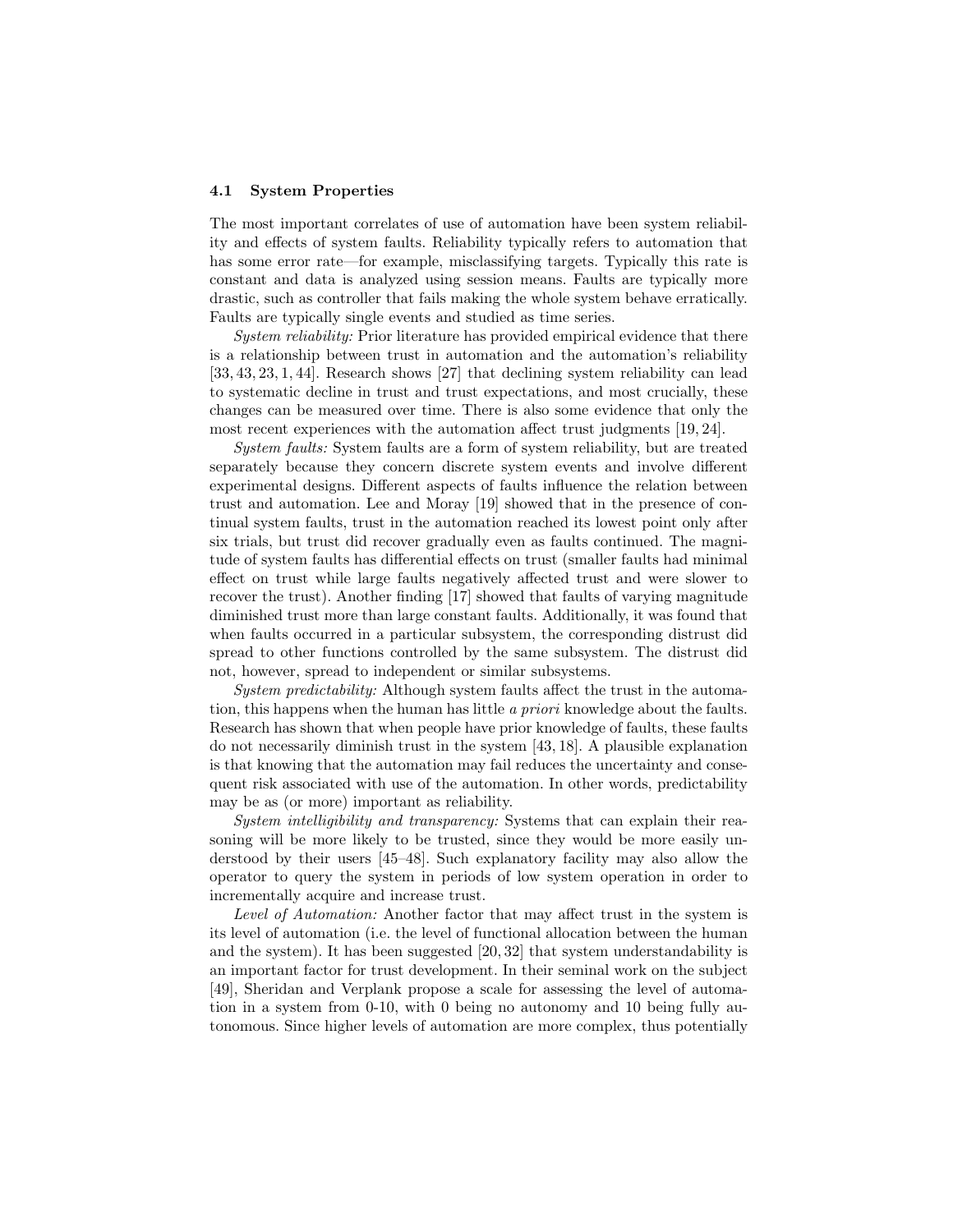### 4.1 System Properties

The most important correlates of use of automation have been system reliability and effects of system faults. Reliability typically refers to automation that has some error rate—for example, misclassifying targets. Typically this rate is constant and data is analyzed using session means. Faults are typically more drastic, such as controller that fails making the whole system behave erratically. Faults are typically single events and studied as time series.

*System reliability:* Prior literature has provided empirical evidence that there is a relationship between trust in automation and the automation's reliability [33, 43, 23, 1, 44]. Research shows [27] that declining system reliability can lead to systematic decline in trust and trust expectations, and most crucially, these changes can be measured over time. There is also some evidence that only the most recent experiences with the automation affect trust judgments [19, 24].

*System faults:* System faults are a form of system reliability, but are treated separately because they concern discrete system events and involve different experimental designs. Different aspects of faults influence the relation between trust and automation. Lee and Moray [19] showed that in the presence of continual system faults, trust in the automation reached its lowest point only after six trials, but trust did recover gradually even as faults continued. The magnitude of system faults has differential effects on trust (smaller faults had minimal effect on trust while large faults negatively affected trust and were slower to recover the trust). Another finding [17] showed that faults of varying magnitude diminished trust more than large constant faults. Additionally, it was found that when faults occurred in a particular subsystem, the corresponding distrust did spread to other functions controlled by the same subsystem. The distrust did not, however, spread to independent or similar subsystems.

*System predictability:* Although system faults affect the trust in the automation, this happens when the human has little *a priori* knowledge about the faults. Research has shown that when people have prior knowledge of faults, these faults do not necessarily diminish trust in the system [43, 18]. A plausible explanation is that knowing that the automation may fail reduces the uncertainty and consequent risk associated with use of the automation. In other words, predictability may be as (or more) important as reliability.

*System intelligibility and transparency:* Systems that can explain their reasoning will be more likely to be trusted, since they would be more easily understood by their users [45–48]. Such explanatory facility may also allow the operator to query the system in periods of low system operation in order to incrementally acquire and increase trust.

*Level of Automation:* Another factor that may affect trust in the system is its level of automation (i.e. the level of functional allocation between the human and the system). It has been suggested [20, 32] that system understandability is an important factor for trust development. In their seminal work on the subject [49], Sheridan and Verplank propose a scale for assessing the level of automation in a system from 0-10, with 0 being no autonomy and 10 being fully autonomous. Since higher levels of automation are more complex, thus potentially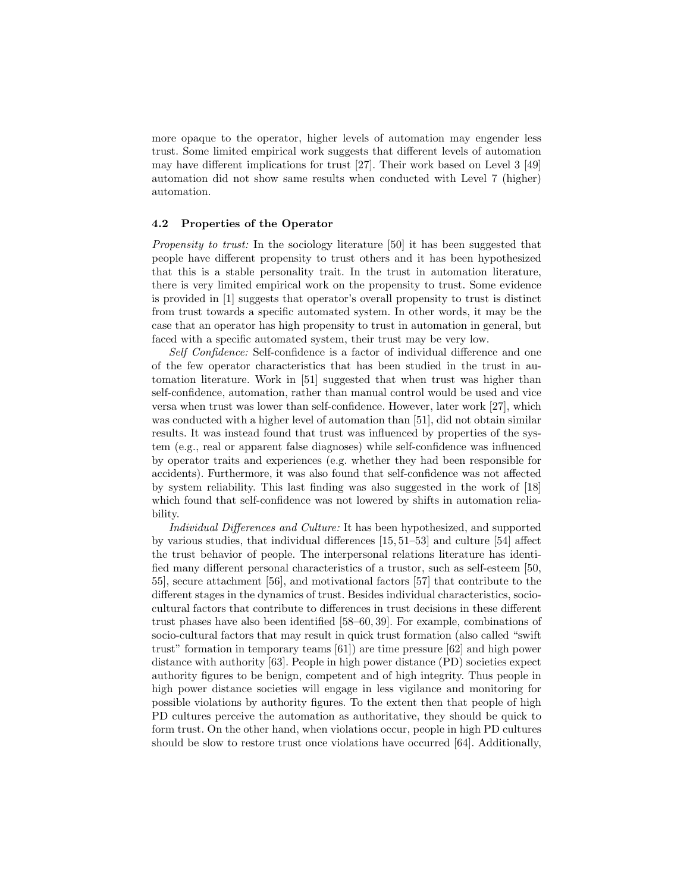more opaque to the operator, higher levels of automation may engender less trust. Some limited empirical work suggests that different levels of automation may have different implications for trust [27]. Their work based on Level 3 [49] automation did not show same results when conducted with Level 7 (higher) automation.

### 4.2 Properties of the Operator

*Propensity to trust:* In the sociology literature [50] it has been suggested that people have different propensity to trust others and it has been hypothesized that this is a stable personality trait. In the trust in automation literature, there is very limited empirical work on the propensity to trust. Some evidence is provided in [1] suggests that operator's overall propensity to trust is distinct from trust towards a specific automated system. In other words, it may be the case that an operator has high propensity to trust in automation in general, but faced with a specific automated system, their trust may be very low.

*Self Confidence:* Self-confidence is a factor of individual difference and one of the few operator characteristics that has been studied in the trust in automation literature. Work in [51] suggested that when trust was higher than self-confidence, automation, rather than manual control would be used and vice versa when trust was lower than self-confidence. However, later work [27], which was conducted with a higher level of automation than [51], did not obtain similar results. It was instead found that trust was influenced by properties of the system (e.g., real or apparent false diagnoses) while self-confidence was influenced by operator traits and experiences (e.g. whether they had been responsible for accidents). Furthermore, it was also found that self-confidence was not affected by system reliability. This last finding was also suggested in the work of [18] which found that self-confidence was not lowered by shifts in automation reliability.

*Individual Differences and Culture:* It has been hypothesized, and supported by various studies, that individual differences [15, 51–53] and culture [54] affect the trust behavior of people. The interpersonal relations literature has identified many different personal characteristics of a trustor, such as self-esteem [50, 55], secure attachment [56], and motivational factors [57] that contribute to the different stages in the dynamics of trust. Besides individual characteristics, sociocultural factors that contribute to differences in trust decisions in these different trust phases have also been identified [58–60, 39]. For example, combinations of socio-cultural factors that may result in quick trust formation (also called "swift trust" formation in temporary teams [61]) are time pressure [62] and high power distance with authority [63]. People in high power distance (PD) societies expect authority figures to be benign, competent and of high integrity. Thus people in high power distance societies will engage in less vigilance and monitoring for possible violations by authority figures. To the extent then that people of high PD cultures perceive the automation as authoritative, they should be quick to form trust. On the other hand, when violations occur, people in high PD cultures should be slow to restore trust once violations have occurred [64]. Additionally,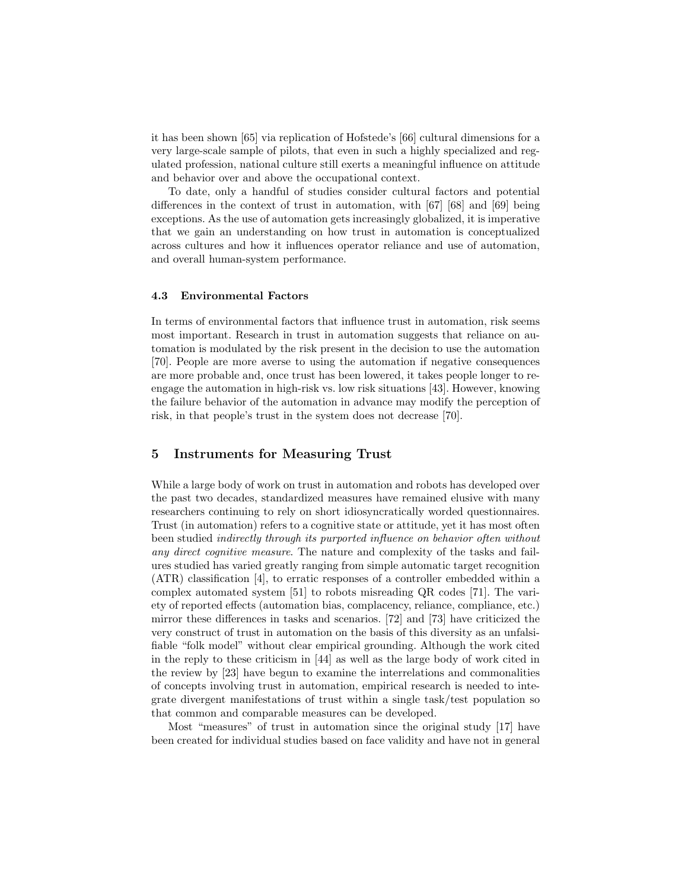it has been shown [65] via replication of Hofstede's [66] cultural dimensions for a very large-scale sample of pilots, that even in such a highly specialized and regulated profession, national culture still exerts a meaningful influence on attitude and behavior over and above the occupational context.

To date, only a handful of studies consider cultural factors and potential differences in the context of trust in automation, with [67] [68] and [69] being exceptions. As the use of automation gets increasingly globalized, it is imperative that we gain an understanding on how trust in automation is conceptualized across cultures and how it influences operator reliance and use of automation, and overall human-system performance.

### 4.3 Environmental Factors

In terms of environmental factors that influence trust in automation, risk seems most important. Research in trust in automation suggests that reliance on automation is modulated by the risk present in the decision to use the automation [70]. People are more averse to using the automation if negative consequences are more probable and, once trust has been lowered, it takes people longer to re-engage the automation in high-risk vs. low risk situations [43]. However, knowing the failure behavior of the automation in advance may modify the perception of risk, in that people's trust in the system does not decrease [70].

## 5 Instruments for Measuring Trust

While a large body of work on trust in automation and robots has developed over the past two decades, standardized measures have remained elusive with many researchers continuing to rely on short idiosyncratically worded questionnaires. Trust (in automation) refers to a cognitive state or attitude, yet it has most often been studied *indirectly through its purported influence on behavior often without any direct cognitive measure.* The nature and complexity of the tasks and failures studied has varied greatly ranging from simple automatic target recognition (ATR) classification [4], to erratic responses of a controller embedded within a complex automated system [51] to robots misreading QR codes [71]. The variety of reported effects (automation bias, complacency, reliance, compliance, etc.) mirror these differences in tasks and scenarios. [72] and [73] have criticized the very construct of trust in automation on the basis of this diversity as an unfalsifiable "folk model" without clear empirical grounding. Although the work cited in the reply to these criticism in [44] as well as the large body of work cited in the review by [23] have begun to examine the interrelations and commonalities of concepts involving trust in automation, empirical research is needed to integrate divergent manifestations of trust within a single task/test population so that common and comparable measures can be developed.

Most "measures" of trust in automation since the original study [17] have been created for individual studies based on face validity and have not in general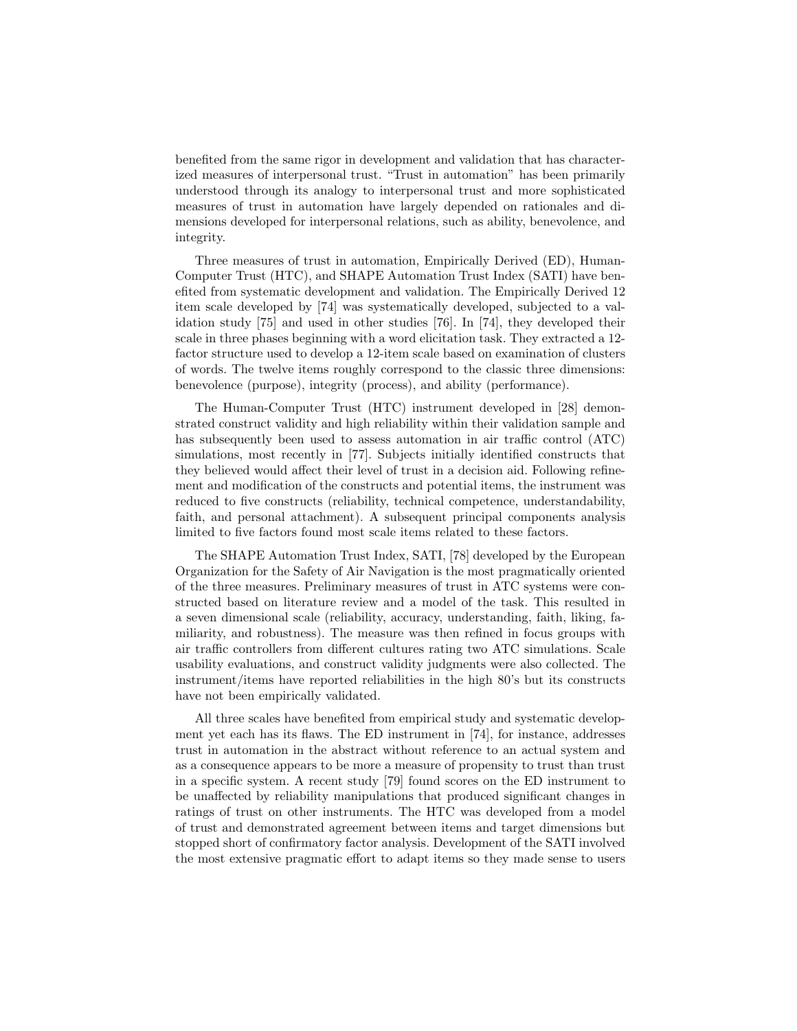benefited from the same rigor in development and validation that has characterized measures of interpersonal trust. "Trust in automation" has been primarily understood through its analogy to interpersonal trust and more sophisticated measures of trust in automation have largely depended on rationales and dimensions developed for interpersonal relations, such as ability, benevolence, and integrity.

Three measures of trust in automation, Empirically Derived (ED), Human-Computer Trust (HTC), and SHAPE Automation Trust Index (SATI) have benefited from systematic development and validation. The Empirically Derived 12 item scale developed by [74] was systematically developed, subjected to a validation study [75] and used in other studies [76]. In [74], they developed their scale in three phases beginning with a word elicitation task. They extracted a 12-factor structure used to develop a 12-item scale based on examination of clusters of words. The twelve items roughly correspond to the classic three dimensions: benevolence (purpose), integrity (process), and ability (performance).

The Human-Computer Trust (HTC) instrument developed in [28] demonstrated construct validity and high reliability within their validation sample and has subsequently been used to assess automation in air traffic control (ATC) simulations, most recently in [77]. Subjects initially identified constructs that they believed would affect their level of trust in a decision aid. Following refinement and modification of the constructs and potential items, the instrument was reduced to five constructs (reliability, technical competence, understandability, faith, and personal attachment). A subsequent principal components analysis limited to five factors found most scale items related to these factors.

The SHAPE Automation Trust Index, SATI, [78] developed by the European Organization for the Safety of Air Navigation is the most pragmatically oriented of the three measures. Preliminary measures of trust in ATC systems were constructed based on literature review and a model of the task. This resulted in a seven dimensional scale (reliability, accuracy, understanding, faith, liking, familiarity, and robustness). The measure was then refined in focus groups with air traffic controllers from different cultures rating two ATC simulations. Scale usability evaluations, and construct validity judgments were also collected. The instrument/items have reported reliabilities in the high 80's but its constructs have not been empirically validated.

All three scales have benefited from empirical study and systematic development yet each has its flaws. The ED instrument in [74], for instance, addresses trust in automation in the abstract without reference to an actual system and as a consequence appears to be more a measure of propensity to trust than trust in a specific system. A recent study [79] found scores on the ED instrument to be unaffected by reliability manipulations that produced significant changes in ratings of trust on other instruments. The HTC was developed from a model of trust and demonstrated agreement between items and target dimensions but stopped short of confirmatory factor analysis. Development of the SATI involved the most extensive pragmatic effort to adapt items so they made sense to users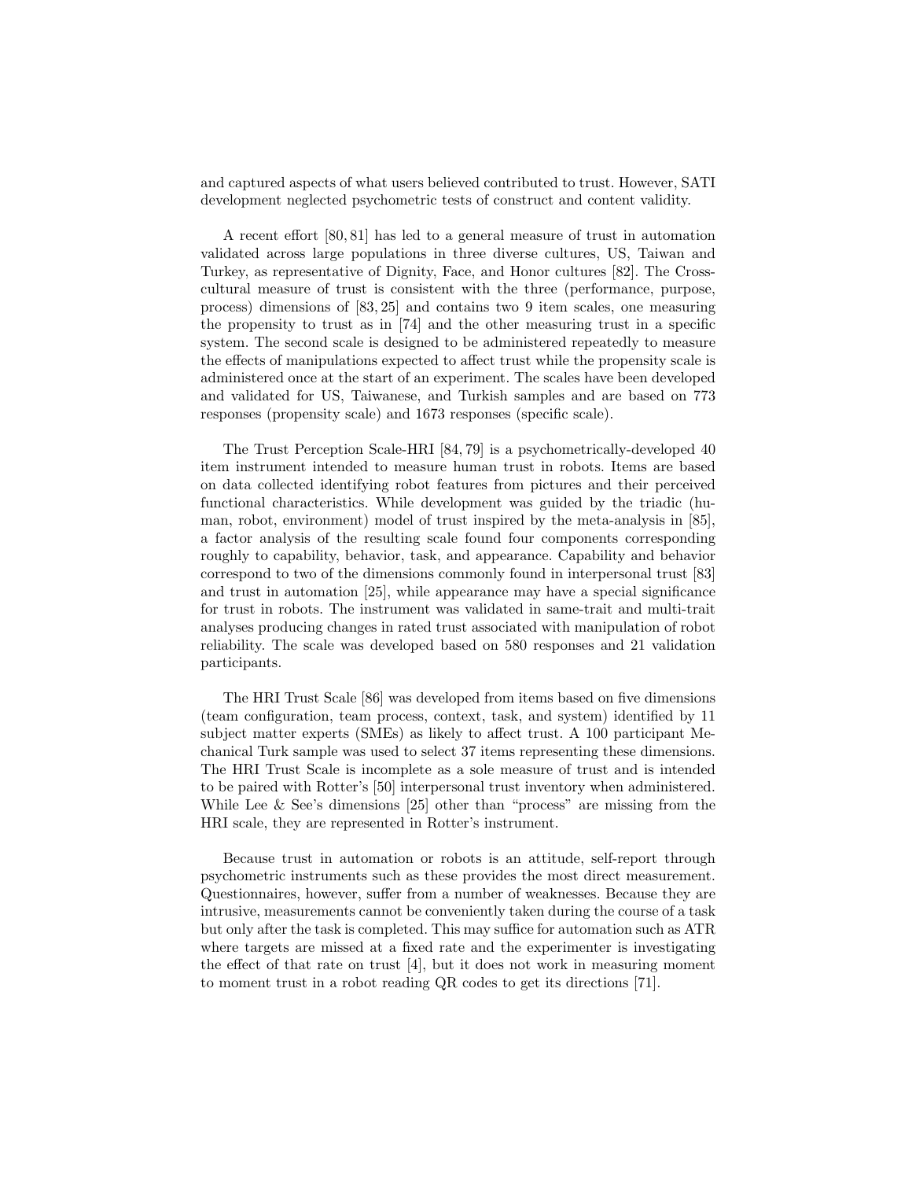and captured aspects of what users believed contributed to trust. However, SATI development neglected psychometric tests of construct and content validity.

A recent effort [80, 81] has led to a general measure of trust in automation validated across large populations in three diverse cultures, US, Taiwan and Turkey, as representative of Dignity, Face, and Honor cultures [82]. The Cross-cultural measure of trust is consistent with the three (performance, purpose, process) dimensions of [83, 25] and contains two 9 item scales, one measuring the propensity to trust as in [74] and the other measuring trust in a specific system. The second scale is designed to be administered repeatedly to measure the effects of manipulations expected to affect trust while the propensity scale is administered once at the start of an experiment. The scales have been developed and validated for US, Taiwanese, and Turkish samples and are based on 773 responses (propensity scale) and 1673 responses (specific scale).

The Trust Perception Scale-HRI [84, 79] is a psychometrically-developed 40 item instrument intended to measure human trust in robots. Items are based on data collected identifying robot features from pictures and their perceived functional characteristics. While development was guided by the triadic (human, robot, environment) model of trust inspired by the meta-analysis in [85], a factor analysis of the resulting scale found four components corresponding roughly to capability, behavior, task, and appearance. Capability and behavior correspond to two of the dimensions commonly found in interpersonal trust [83] and trust in automation [25], while appearance may have a special significance for trust in robots. The instrument was validated in same-trait and multi-trait analyses producing changes in rated trust associated with manipulation of robot reliability. The scale was developed based on 580 responses and 21 validation participants.

The HRI Trust Scale [86] was developed from items based on five dimensions (team configuration, team process, context, task, and system) identified by 11 subject matter experts (SMEs) as likely to affect trust. A 100 participant Mechanical Turk sample was used to select 37 items representing these dimensions. The HRI Trust Scale is incomplete as a sole measure of trust and is intended to be paired with Rotter's [50] interpersonal trust inventory when administered. While Lee & See's dimensions [25] other than "process" are missing from the HRI scale, they are represented in Rotter's instrument.

Because trust in automation or robots is an attitude, self-report through psychometric instruments such as these provides the most direct measurement. Questionnaires, however, suffer from a number of weaknesses. Because they are intrusive, measurements cannot be conveniently taken during the course of a task but only after the task is completed. This may suffice for automation such as ATR where targets are missed at a fixed rate and the experimenter is investigating the effect of that rate on trust [4], but it does not work in measuring moment to moment trust in a robot reading QR codes to get its directions [71].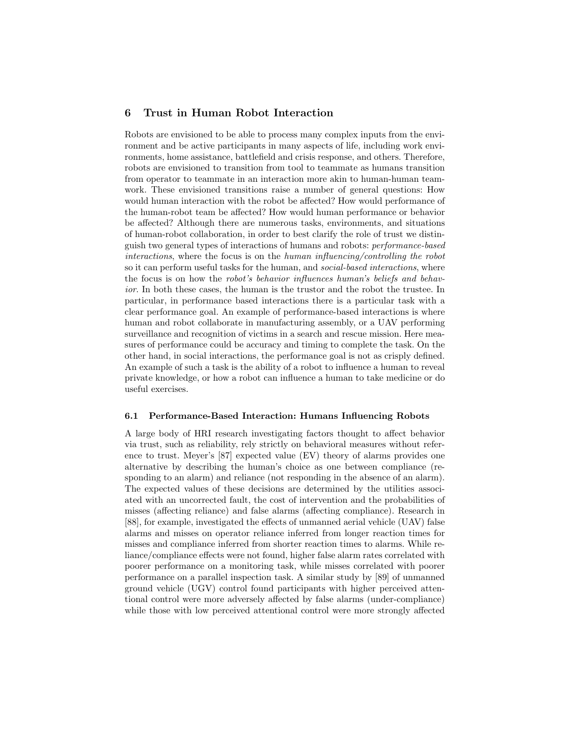## 6 Trust in Human Robot Interaction

Robots are envisioned to be able to process many complex inputs from the environment and be active participants in many aspects of life, including work environments, home assistance, battlefield and crisis response, and others. Therefore, robots are envisioned to transition from tool to teammate as humans transition from operator to teammate in an interaction more akin to human-human teamwork. These envisioned transitions raise a number of general questions: How would human interaction with the robot be affected? How would performance of the human-robot team be affected? How would human performance or behavior be affected? Although there are numerous tasks, environments, and situations of human-robot collaboration, in order to best clarify the role of trust we distinguish two general types of interactions of humans and robots: *performance-based interactions*, where the focus is on the *human influencing/controlling the robot* so it can perform useful tasks for the human, and *social-based interactions*, where the focus is on how the *robot's behavior influences human's beliefs and behavior*. In both these cases, the human is the trustor and the robot the trustee. In particular, in performance based interactions there is a particular task with a clear performance goal. An example of performance-based interactions is where human and robot collaborate in manufacturing assembly, or a UAV performing surveillance and recognition of victims in a search and rescue mission. Here measures of performance could be accuracy and timing to complete the task. On the other hand, in social interactions, the performance goal is not as crisply defined. An example of such a task is the ability of a robot to influence a human to reveal private knowledge, or how a robot can influence a human to take medicine or do useful exercises.

### 6.1 Performance-Based Interaction: Humans Influencing Robots

A large body of HRI research investigating factors thought to affect behavior via trust, such as reliability, rely strictly on behavioral measures without reference to trust. Meyer's [87] expected value (EV) theory of alarms provides one alternative by describing the human's choice as one between compliance (responding to an alarm) and reliance (not responding in the absence of an alarm). The expected values of these decisions are determined by the utilities associated with an uncorrected fault, the cost of intervention and the probabilities of misses (affecting reliance) and false alarms (affecting compliance). Research in [88], for example, investigated the effects of unmanned aerial vehicle (UAV) false alarms and misses on operator reliance inferred from longer reaction times for misses and compliance inferred from shorter reaction times to alarms. While reliance/compliance effects were not found, higher false alarm rates correlated with poorer performance on a monitoring task, while misses correlated with poorer performance on a parallel inspection task. A similar study by [89] of unmanned ground vehicle (UGV) control found participants with higher perceived attentional control were more adversely affected by false alarms (under-compliance) while those with low perceived attentional control were more strongly affected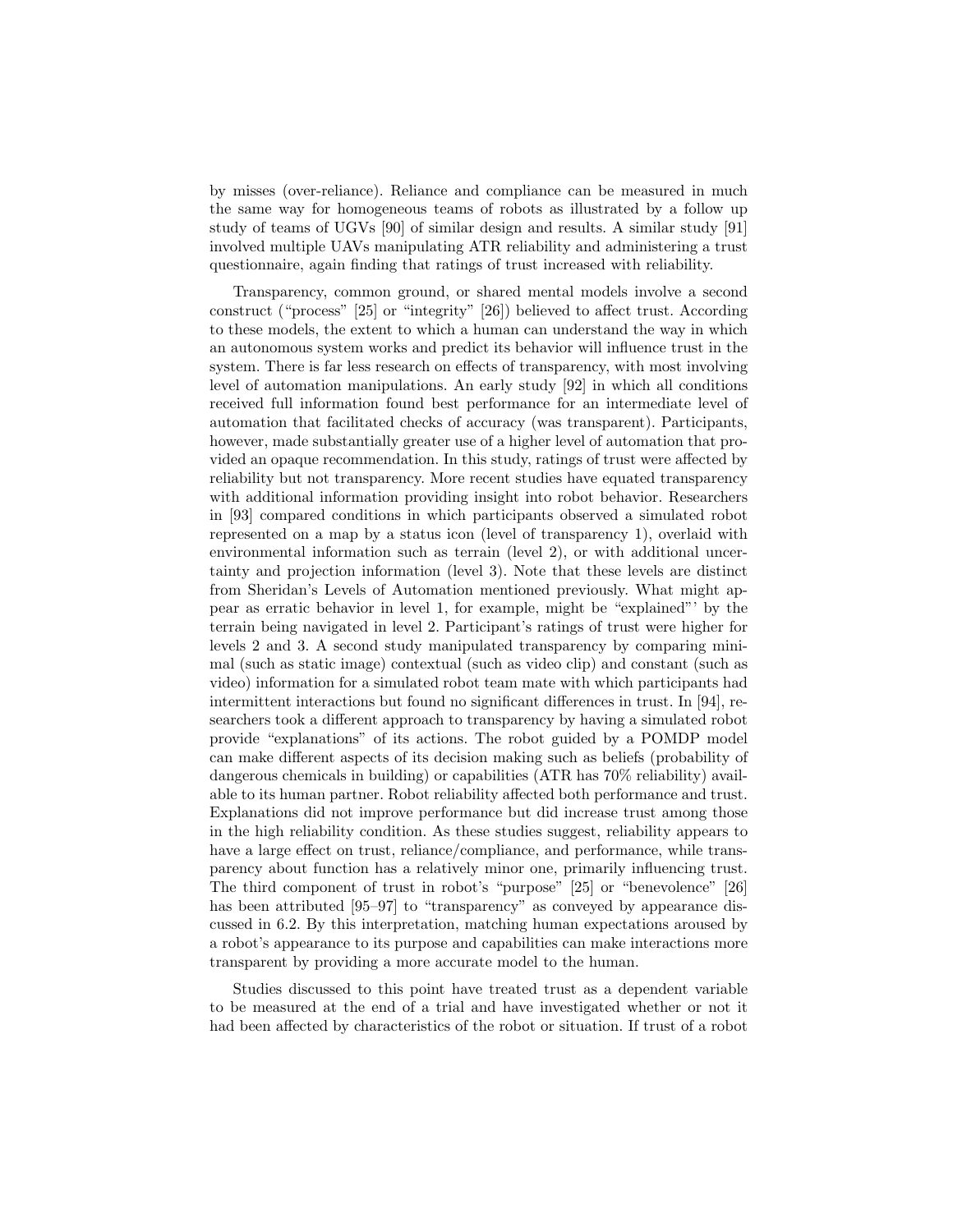by misses (over-reliance). Reliance and compliance can be measured in much the same way for homogeneous teams of robots as illustrated by a follow up study of teams of UGVs [90] of similar design and results. A similar study [91] involved multiple UAVs manipulating ATR reliability and administering a trust questionnaire, again finding that ratings of trust increased with reliability.

Transparency, common ground, or shared mental models involve a second construct ("process" [25] or "integrity" [26]) believed to affect trust. According to these models, the extent to which a human can understand the way in which an autonomous system works and predict its behavior will influence trust in the system. There is far less research on effects of transparency, with most involving level of automation manipulations. An early study [92] in which all conditions received full information found best performance for an intermediate level of automation that facilitated checks of accuracy (was transparent). Participants, however, made substantially greater use of a higher level of automation that provided an opaque recommendation. In this study, ratings of trust were affected by reliability but not transparency. More recent studies have equated transparency with additional information providing insight into robot behavior. Researchers in [93] compared conditions in which participants observed a simulated robot represented on a map by a status icon (level of transparency 1), overlaid with environmental information such as terrain (level 2), or with additional uncertainty and projection information (level 3). Note that these levels are distinct from Sheridan's Levels of Automation mentioned previously. What might appear as erratic behavior in level 1, for example, might be "explained"' by the terrain being navigated in level 2. Participant's ratings of trust were higher for levels 2 and 3. A second study manipulated transparency by comparing minimal (such as static image) contextual (such as video clip) and constant (such as video) information for a simulated robot team mate with which participants had intermittent interactions but found no significant differences in trust. In [94], researchers took a different approach to transparency by having a simulated robot provide "explanations" of its actions. The robot guided by a POMDP model can make different aspects of its decision making such as beliefs (probability of dangerous chemicals in building) or capabilities (ATR has 70% reliability) available to its human partner. Robot reliability affected both performance and trust. Explanations did not improve performance but did increase trust among those in the high reliability condition. As these studies suggest, reliability appears to have a large effect on trust, reliance/compliance, and performance, while transparency about function has a relatively minor one, primarily influencing trust. The third component of trust in robot's "purpose" [25] or "benevolence" [26] has been attributed [95–97] to "transparency" as conveyed by appearance discussed in 6.2. By this interpretation, matching human expectations aroused by a robot's appearance to its purpose and capabilities can make interactions more transparent by providing a more accurate model to the human.

Studies discussed to this point have treated trust as a dependent variable to be measured at the end of a trial and have investigated whether or not it had been affected by characteristics of the robot or situation. If trust of a robot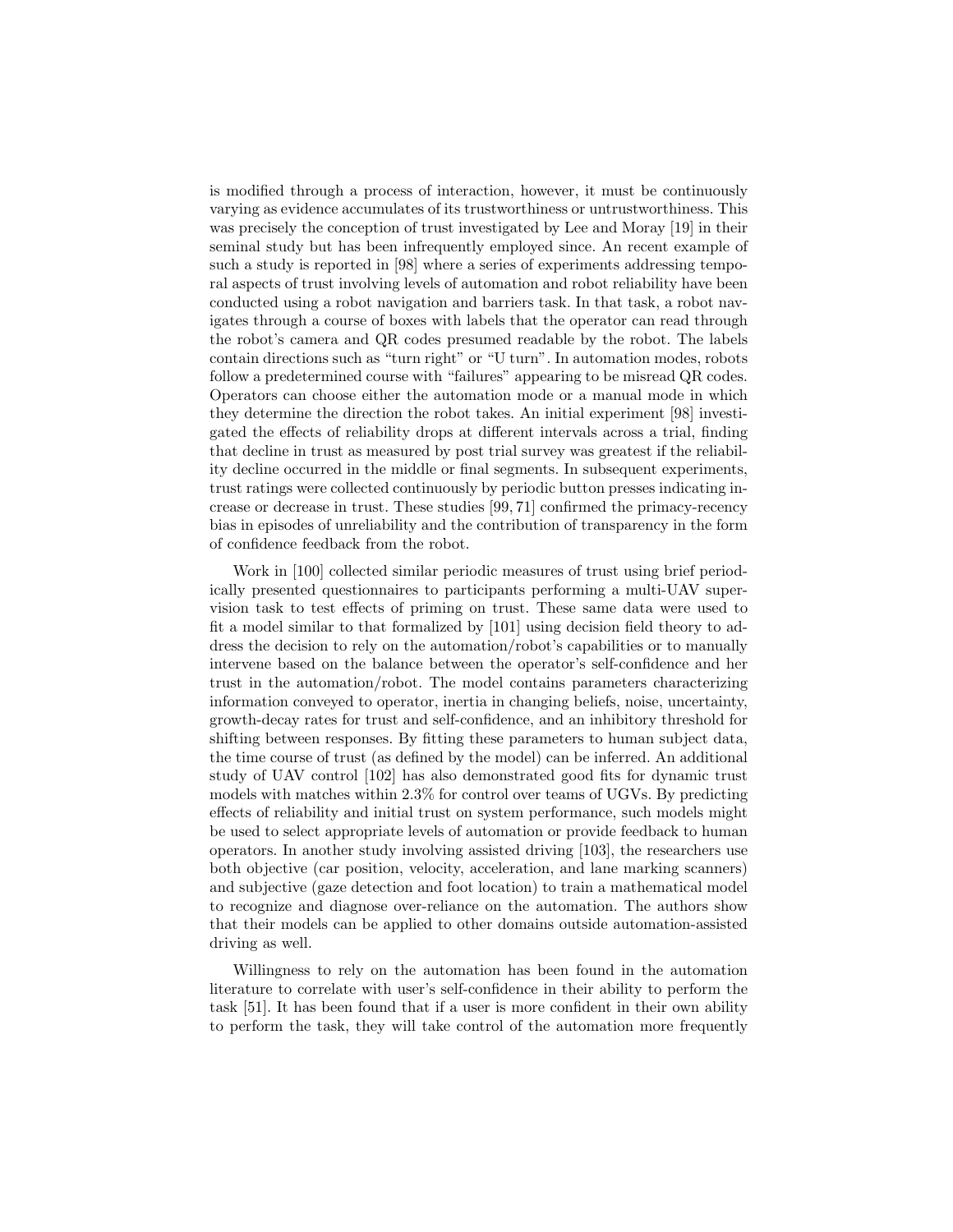is modified through a process of interaction, however, it must be continuously varying as evidence accumulates of its trustworthiness or untrustworthiness. This was precisely the conception of trust investigated by Lee and Moray [19] in their seminal study but has been infrequently employed since. An recent example of such a study is reported in [98] where a series of experiments addressing temporal aspects of trust involving levels of automation and robot reliability have been conducted using a robot navigation and barriers task. In that task, a robot navigates through a course of boxes with labels that the operator can read through the robot's camera and QR codes presumed readable by the robot. The labels contain directions such as "turn right" or "U turn". In automation modes, robots follow a predetermined course with "failures" appearing to be misread QR codes. Operators can choose either the automation mode or a manual mode in which they determine the direction the robot takes. An initial experiment [98] investigated the effects of reliability drops at different intervals across a trial, finding that decline in trust as measured by post trial survey was greatest if the reliability decline occurred in the middle or final segments. In subsequent experiments, trust ratings were collected continuously by periodic button presses indicating increase or decrease in trust. These studies [99, 71] confirmed the primacy-recency bias in episodes of unreliability and the contribution of transparency in the form of confidence feedback from the robot.

Work in [100] collected similar periodic measures of trust using brief periodically presented questionnaires to participants performing a multi-UAV supervision task to test effects of priming on trust. These same data were used to fit a model similar to that formalized by [101] using decision field theory to address the decision to rely on the automation/robot's capabilities or to manually intervene based on the balance between the operator's self-confidence and her trust in the automation/robot. The model contains parameters characterizing information conveyed to operator, inertia in changing beliefs, noise, uncertainty, growth-decay rates for trust and self-confidence, and an inhibitory threshold for shifting between responses. By fitting these parameters to human subject data, the time course of trust (as defined by the model) can be inferred. An additional study of UAV control [102] has also demonstrated good fits for dynamic trust models with matches within 2.3% for control over teams of UGVs. By predicting effects of reliability and initial trust on system performance, such models might be used to select appropriate levels of automation or provide feedback to human operators. In another study involving assisted driving [103], the researchers use both objective (car position, velocity, acceleration, and lane marking scanners) and subjective (gaze detection and foot location) to train a mathematical model to recognize and diagnose over-reliance on the automation. The authors show that their models can be applied to other domains outside automation-assisted driving as well.

Willingness to rely on the automation has been found in the automation literature to correlate with user's self-confidence in their ability to perform the task [51]. It has been found that if a user is more confident in their own ability to perform the task, they will take control of the automation more frequently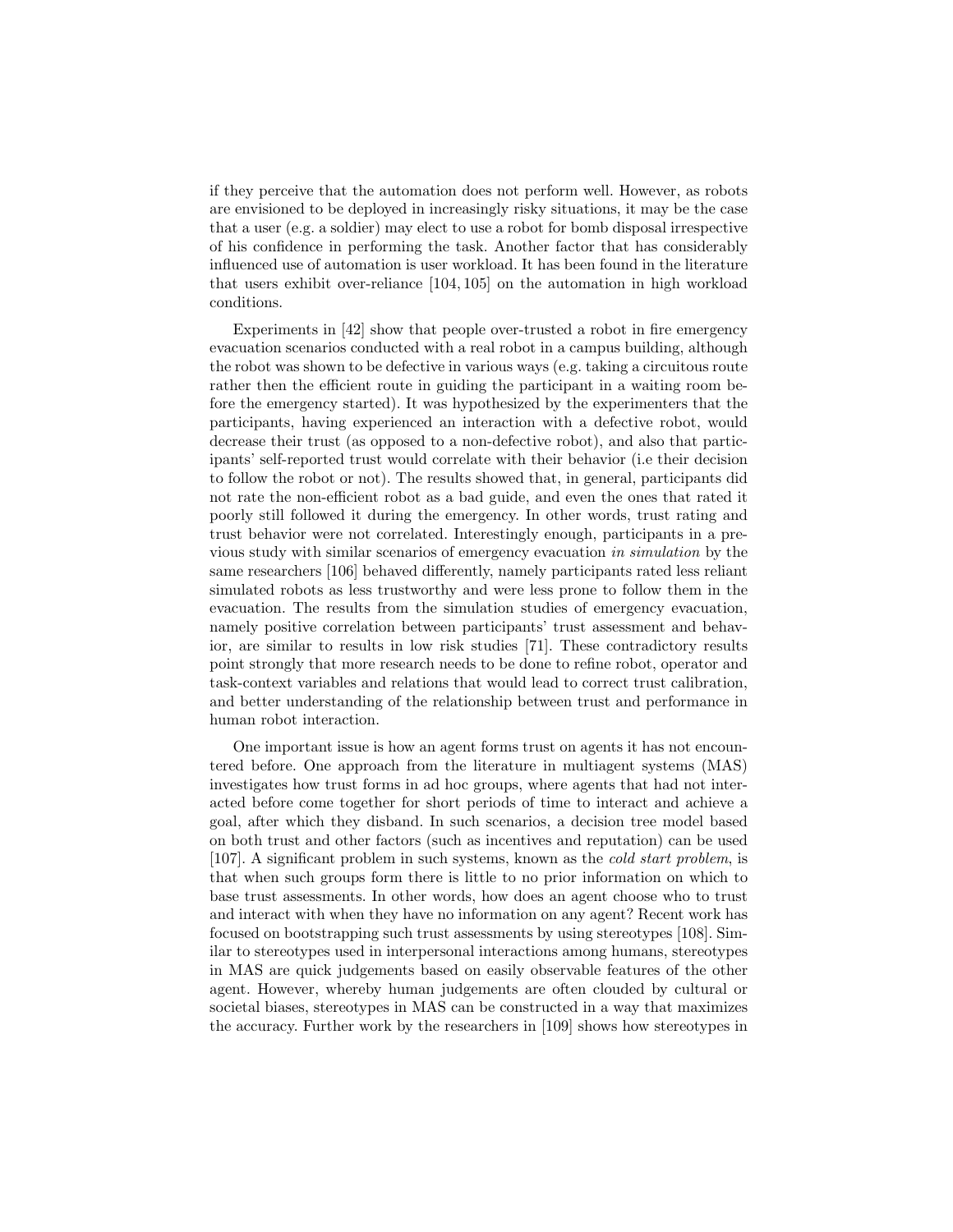if they perceive that the automation does not perform well. However, as robots are envisioned to be deployed in increasingly risky situations, it may be the case that a user (e.g. a soldier) may elect to use a robot for bomb disposal irrespective of his confidence in performing the task. Another factor that has considerably influenced use of automation is user workload. It has been found in the literature that users exhibit over-reliance [104, 105] on the automation in high workload conditions.

Experiments in [42] show that people over-trusted a robot in fire emergency evacuation scenarios conducted with a real robot in a campus building, although the robot was shown to be defective in various ways (e.g. taking a circuitous route rather then the efficient route in guiding the participant in a waiting room before the emergency started). It was hypothesized by the experimenters that the participants, having experienced an interaction with a defective robot, would decrease their trust (as opposed to a non-defective robot), and also that participants' self-reported trust would correlate with their behavior (i.e their decision to follow the robot or not). The results showed that, in general, participants did not rate the non-efficient robot as a bad guide, and even the ones that rated it poorly still followed it during the emergency. In other words, trust rating and trust behavior were not correlated. Interestingly enough, participants in a previous study with similar scenarios of emergency evacuation *in simulation* by the same researchers [106] behaved differently, namely participants rated less reliant simulated robots as less trustworthy and were less prone to follow them in the evacuation. The results from the simulation studies of emergency evacuation, namely positive correlation between participants' trust assessment and behavior, are similar to results in low risk studies [71]. These contradictory results point strongly that more research needs to be done to refine robot, operator and task-context variables and relations that would lead to correct trust calibration, and better understanding of the relationship between trust and performance in human robot interaction.

One important issue is how an agent forms trust on agents it has not encountered before. One approach from the literature in multiagent systems (MAS) investigates how trust forms in ad hoc groups, where agents that had not interacted before come together for short periods of time to interact and achieve a goal, after which they disband. In such scenarios, a decision tree model based on both trust and other factors (such as incentives and reputation) can be used [107]. A significant problem in such systems, known as the *cold start problem*, is that when such groups form there is little to no prior information on which to base trust assessments. In other words, how does an agent choose who to trust and interact with when they have no information on any agent? Recent work has focused on bootstrapping such trust assessments by using stereotypes [108]. Similar to stereotypes used in interpersonal interactions among humans, stereotypes in MAS are quick judgements based on easily observable features of the other agent. However, whereby human judgements are often clouded by cultural or societal biases, stereotypes in MAS can be constructed in a way that maximizes the accuracy. Further work by the researchers in [109] shows how stereotypes in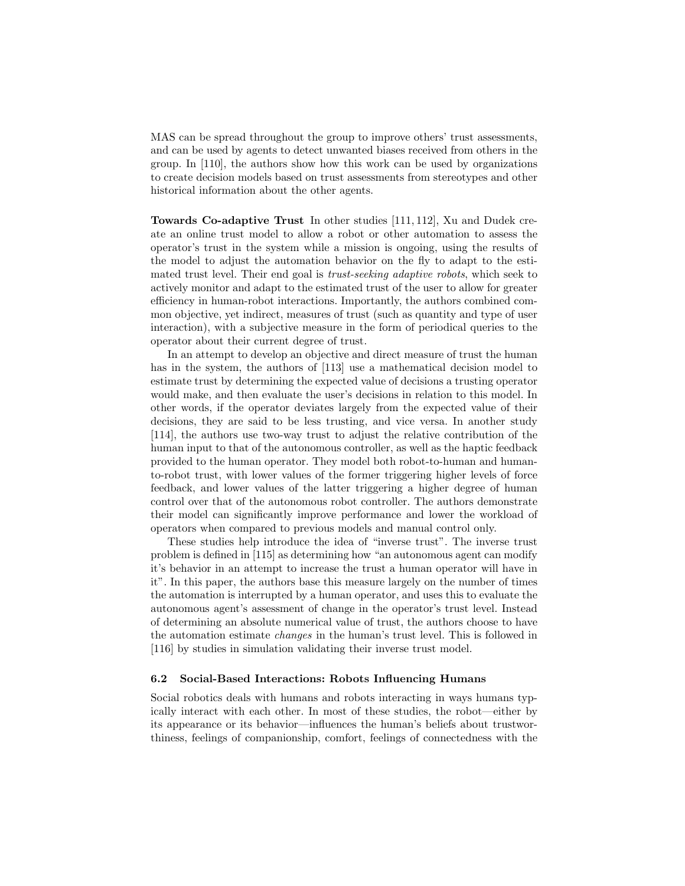MAS can be spread throughout the group to improve others' trust assessments, and can be used by agents to detect unwanted biases received from others in the group. In [110], the authors show how this work can be used by organizations to create decision models based on trust assessments from stereotypes and other historical information about the other agents.

**Towards Co-adaptive Trust** In other studies [111, 112], Xu and Dudek create an online trust model to allow a robot or other automation to assess the operator's trust in the system while a mission is ongoing, using the results of the model to adjust the automation behavior on the fly to adapt to the estimated trust level. Their end goal is *trust-seeking adaptive robots*, which seek to actively monitor and adapt to the estimated trust of the user to allow for greater efficiency in human-robot interactions. Importantly, the authors combined common objective, yet indirect, measures of trust (such as quantity and type of user interaction), with a subjective measure in the form of periodical queries to the operator about their current degree of trust.

In an attempt to develop an objective and direct measure of trust the human has in the system, the authors of [113] use a mathematical decision model to estimate trust by determining the expected value of decisions a trusting operator would make, and then evaluate the user's decisions in relation to this model. In other words, if the operator deviates largely from the expected value of their decisions, they are said to be less trusting, and vice versa. In another study [114], the authors use two-way trust to adjust the relative contribution of the human input to that of the autonomous controller, as well as the haptic feedback provided to the human operator. They model both robot-to-human and human-to-robot trust, with lower values of the former triggering higher levels of force feedback, and lower values of the latter triggering a higher degree of human control over that of the autonomous robot controller. The authors demonstrate their model can significantly improve performance and lower the workload of operators when compared to previous models and manual control only.

These studies help introduce the idea of "inverse trust". The inverse trust problem is defined in [115] as determining how "an autonomous agent can modify it's behavior in an attempt to increase the trust a human operator will have in it". In this paper, the authors base this measure largely on the number of times the automation is interrupted by a human operator, and uses this to evaluate the autonomous agent's assessment of change in the operator's trust level. Instead of determining an absolute numerical value of trust, the authors choose to have the automation estimate *changes* in the human's trust level. This is followed in [116] by studies in simulation validating their inverse trust model.

### 6.2 Social-Based Interactions: Robots Influencing Humans

Social robotics deals with humans and robots interacting in ways humans typically interact with each other. In most of these studies, the robot—either by its appearance or its behavior—influences the human's beliefs about trustworthiness, feelings of companionship, comfort, feelings of connectedness with the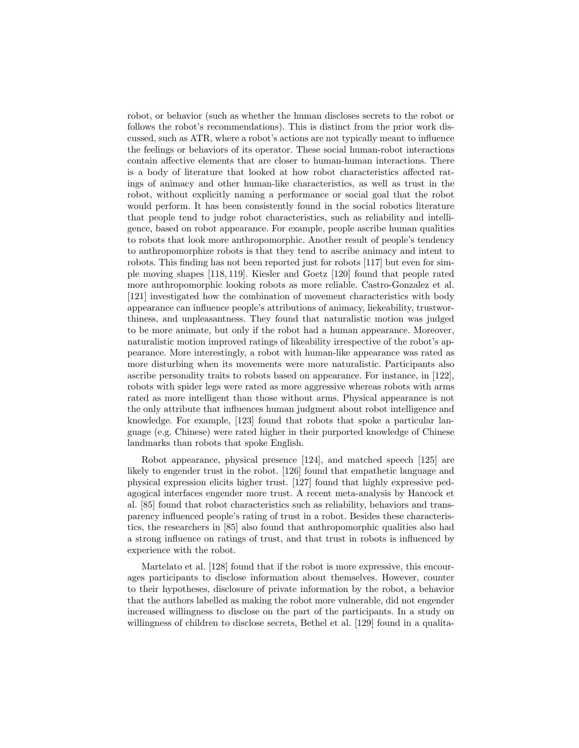robot, or behavior (such as whether the human discloses secrets to the robot or follows the robot's recommendations). This is distinct from the prior work discussed, such as ATR, where a robot's actions are not typically meant to influence the feelings or behaviors of its operator. These social human-robot interactions contain affective elements that are closer to human-human interactions. There is a body of literature that looked at how robot characteristics affected ratings of animacy and other human-like characteristics, as well as trust in the robot, without explicitly naming a performance or social goal that the robot would perform. It has been consistently found in the social robotics literature that people tend to judge robot characteristics, such as reliability and intelligence, based on robot appearance. For example, people ascribe human qualities to robots that look more anthropomorphic. Another result of people's tendency to anthropomorphize robots is that they tend to ascribe animacy and intent to robots. This finding has not been reported just for robots [117] but even for simple moving shapes [118, 119]. Kiesler and Goetz [120] found that people rated more anthropomorphic looking robots as more reliable. Castro-Gonzalez et al. [121] investigated how the combination of movement characteristics with body appearance can influence people's attributions of animacy, liekeability, trustworthiness, and unpleasantness. They found that naturalistic motion was judged to be more animate, but only if the robot had a human appearance. Moreover, naturalistic motion improved ratings of likeability irrespective of the robot's appearance. More interestingly, a robot with human-like appearance was rated as more disturbing when its movements were more naturalistic. Participants also ascribe personality traits to robots based on appearance. For instance, in [122], robots with spider legs were rated as more aggressive whereas robots with arms rated as more intelligent than those without arms. Physical appearance is not the only attribute that influences human judgment about robot intelligence and knowledge. For example, [123] found that robots that spoke a particular language (e.g. Chinese) were rated higher in their purported knowledge of Chinese landmarks than robots that spoke English.

Robot appearance, physical presence [124], and matched speech [125] are likely to engender trust in the robot. [126] found that empathetic language and physical expression elicits higher trust. [127] found that highly expressive pedagogical interfaces engender more trust. A recent meta-analysis by Hancock et al. [85] found that robot characteristics such as reliability, behaviors and transparency influenced people's rating of trust in a robot. Besides these characteristics, the researchers in [85] also found that anthropomorphic qualities also had a strong influence on ratings of trust, and that trust in robots is influenced by experience with the robot.

Martelato et al. [128] found that if the robot is more expressive, this encourages participants to disclose information about themselves. However, counter to their hypotheses, disclosure of private information by the robot, a behavior that the authors labelled as making the robot more vulnerable, did not engender increased willingness to disclose on the part of the participants. In a study on willingness of children to disclose secrets, Bethel et al. [129] found in a qualita-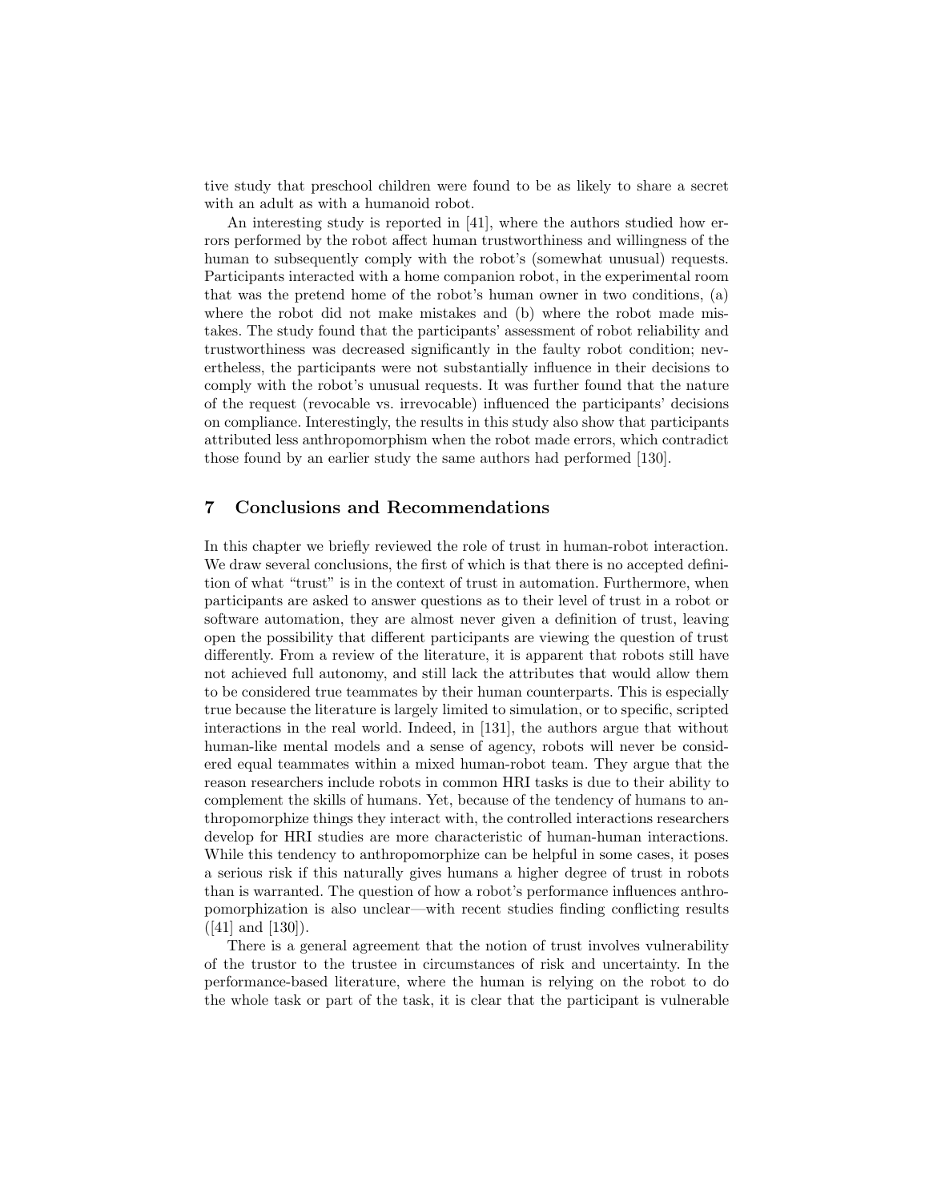tive study that preschool children were found to be as likely to share a secret with an adult as with a humanoid robot.

An interesting study is reported in [41], where the authors studied how errors performed by the robot affect human trustworthiness and willingness of the human to subsequently comply with the robot's (somewhat unusual) requests. Participants interacted with a home companion robot, in the experimental room that was the pretend home of the robot's human owner in two conditions, (a) where the robot did not make mistakes and (b) where the robot made mistakes. The study found that the participants' assessment of robot reliability and trustworthiness was decreased significantly in the faulty robot condition; nevertheless, the participants were not substantially influence in their decisions to comply with the robot's unusual requests. It was further found that the nature of the request (revocable vs. irrevocable) influenced the participants' decisions on compliance. Interestingly, the results in this study also show that participants attributed less anthropomorphism when the robot made errors, which contradict those found by an earlier study the same authors had performed [130].

## 7 Conclusions and Recommendations

In this chapter we briefly reviewed the role of trust in human-robot interaction. We draw several conclusions, the first of which is that there is no accepted definition of what "trust" is in the context of trust in automation. Furthermore, when participants are asked to answer questions as to their level of trust in a robot or software automation, they are almost never given a definition of trust, leaving open the possibility that different participants are viewing the question of trust differently. From a review of the literature, it is apparent that robots still have not achieved full autonomy, and still lack the attributes that would allow them to be considered true teammates by their human counterparts. This is especially true because the literature is largely limited to simulation, or to specific, scripted interactions in the real world. Indeed, in [131], the authors argue that without human-like mental models and a sense of agency, robots will never be considered equal teammates within a mixed human-robot team. They argue that the reason researchers include robots in common HRI tasks is due to their ability to complement the skills of humans. Yet, because of the tendency of humans to anthropomorphize things they interact with, the controlled interactions researchers develop for HRI studies are more characteristic of human-human interactions. While this tendency to anthropomorphize can be helpful in some cases, it poses a serious risk if this naturally gives humans a higher degree of trust in robots than is warranted. The question of how a robot's performance influences anthropomorphization is also unclear—with recent studies finding conflicting results ([41] and [130]).

There is a general agreement that the notion of trust involves vulnerability of the trustor to the trustee in circumstances of risk and uncertainty. In the performance-based literature, where the human is relying on the robot to do the whole task or part of the task, it is clear that the participant is vulnerable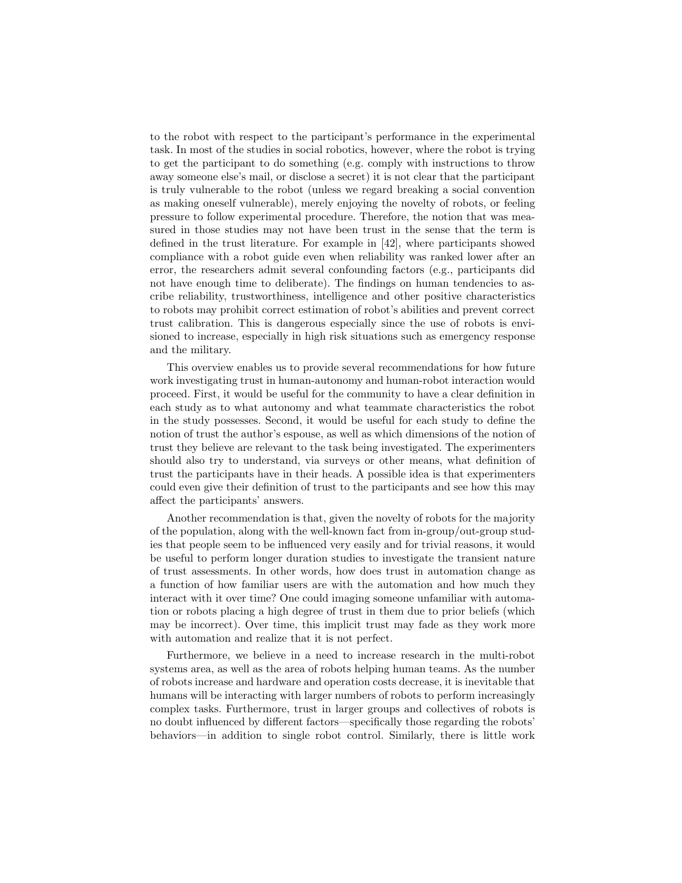to the robot with respect to the participant's performance in the experimental task. In most of the studies in social robotics, however, where the robot is trying to get the participant to do something (e.g. comply with instructions to throw away someone else's mail, or disclose a secret) it is not clear that the participant is truly vulnerable to the robot (unless we regard breaking a social convention as making oneself vulnerable), merely enjoying the novelty of robots, or feeling pressure to follow experimental procedure. Therefore, the notion that was measured in those studies may not have been trust in the sense that the term is defined in the trust literature. For example in [42], where participants showed compliance with a robot guide even when reliability was ranked lower after an error, the researchers admit several confounding factors (e.g., participants did not have enough time to deliberate). The findings on human tendencies to ascribe reliability, trustworthiness, intelligence and other positive characteristics to robots may prohibit correct estimation of robot's abilities and prevent correct trust calibration. This is dangerous especially since the use of robots is envisioned to increase, especially in high risk situations such as emergency response and the military.

This overview enables us to provide several recommendations for how future work investigating trust in human-autonomy and human-robot interaction would proceed. First, it would be useful for the community to have a clear definition in each study as to what autonomy and what teammate characteristics the robot in the study possesses. Second, it would be useful for each study to define the notion of trust the author's espouse, as well as which dimensions of the notion of trust they believe are relevant to the task being investigated. The experimenters should also try to understand, via surveys or other means, what definition of trust the participants have in their heads. A possible idea is that experimenters could even give their definition of trust to the participants and see how this may affect the participants' answers.

Another recommendation is that, given the novelty of robots for the majority of the population, along with the well-known fact from in-group/out-group studies that people seem to be influenced very easily and for trivial reasons, it would be useful to perform longer duration studies to investigate the transient nature of trust assessments. In other words, how does trust in automation change as a function of how familiar users are with the automation and how much they interact with it over time? One could imaging someone unfamiliar with automation or robots placing a high degree of trust in them due to prior beliefs (which may be incorrect). Over time, this implicit trust may fade as they work more with automation and realize that it is not perfect.

Furthermore, we believe in a need to increase research in the multi-robot systems area, as well as the area of robots helping human teams. As the number of robots increase and hardware and operation costs decrease, it is inevitable that humans will be interacting with larger numbers of robots to perform increasingly complex tasks. Furthermore, trust in larger groups and collectives of robots is no doubt influenced by different factors—specifically those regarding the robots' behaviors—in addition to single robot control. Similarly, there is little work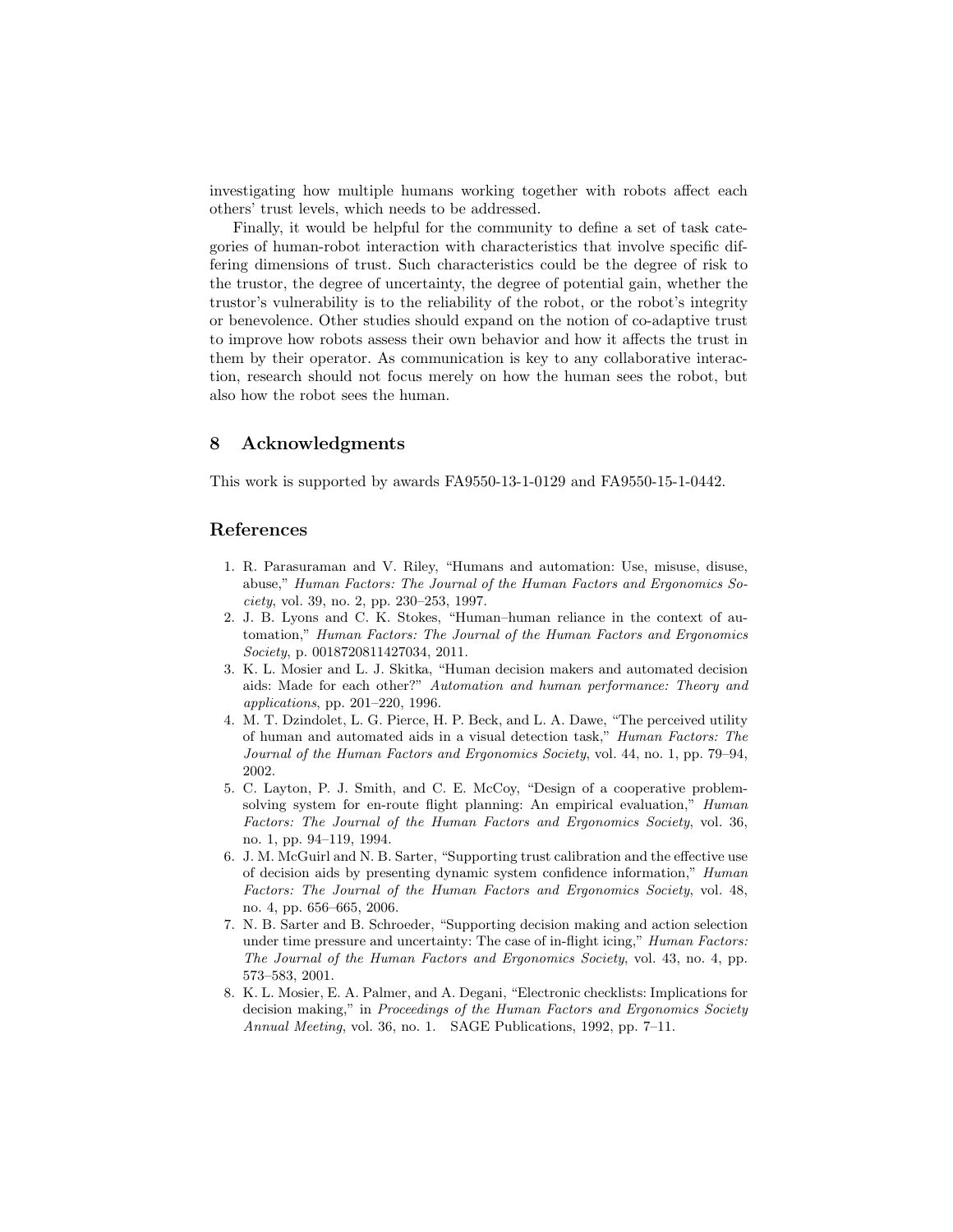investigating how multiple humans working together with robots affect each others' trust levels, which needs to be addressed.

Finally, it would be helpful for the community to define a set of task categories of human-robot interaction with characteristics that involve specific differing dimensions of trust. Such characteristics could be the degree of risk to the trustor, the degree of uncertainty, the degree of potential gain, whether the trustor's vulnerability is to the reliability of the robot, or the robot's integrity or benevolence. Other studies should expand on the notion of co-adaptive trust to improve how robots assess their own behavior and how it affects the trust in them by their operator. As communication is key to any collaborative interaction, research should not focus merely on how the human sees the robot, but also how the robot sees the human.

## 8 Acknowledgments

This work is supported by awards FA9550-13-1-0129 and FA9550-15-1-0442.

## References

1. R. Parasuraman and V. Riley, "Humans and automation: Use, misuse, disuse, abuse," *Human Factors: The Journal of the Human Factors and Ergonomics Society*, vol. 39, no. 2, pp. 230–253, 1997.
2. J. B. Lyons and C. K. Stokes, "Human–human reliance in the context of automation," *Human Factors: The Journal of the Human Factors and Ergonomics Society*, p. 0018720811427034, 2011.
3. K. L. Mosier and L. J. Skitka, "Human decision makers and automated decision aids: Made for each other?" *Automation and human performance: Theory and applications*, pp. 201–220, 1996.
4. M. T. Dzindolet, L. G. Pierce, H. P. Beck, and L. A. Dawe, "The perceived utility of human and automated aids in a visual detection task," *Human Factors: The Journal of the Human Factors and Ergonomics Society*, vol. 44, no. 1, pp. 79–94, 2002.
5. C. Layton, P. J. Smith, and C. E. McCoy, "Design of a cooperative problem-solving system for en-route flight planning: An empirical evaluation," *Human Factors: The Journal of the Human Factors and Ergonomics Society*, vol. 36, no. 1, pp. 94–119, 1994.
6. J. M. McGuirl and N. B. Sarter, "Supporting trust calibration and the effective use of decision aids by presenting dynamic system confidence information," *Human Factors: The Journal of the Human Factors and Ergonomics Society*, vol. 48, no. 4, pp. 656–665, 2006.
7. N. B. Sarter and B. Schroeder, "Supporting decision making and action selection under time pressure and uncertainty: The case of in-flight icing," *Human Factors: The Journal of the Human Factors and Ergonomics Society*, vol. 43, no. 4, pp. 573–583, 2001.
8. K. L. Mosier, E. A. Palmer, and A. Degani, "Electronic checklists: Implications for decision making," in *Proceedings of the Human Factors and Ergonomics Society Annual Meeting*, vol. 36, no. 1. SAGE Publications, 1992, pp. 7–11.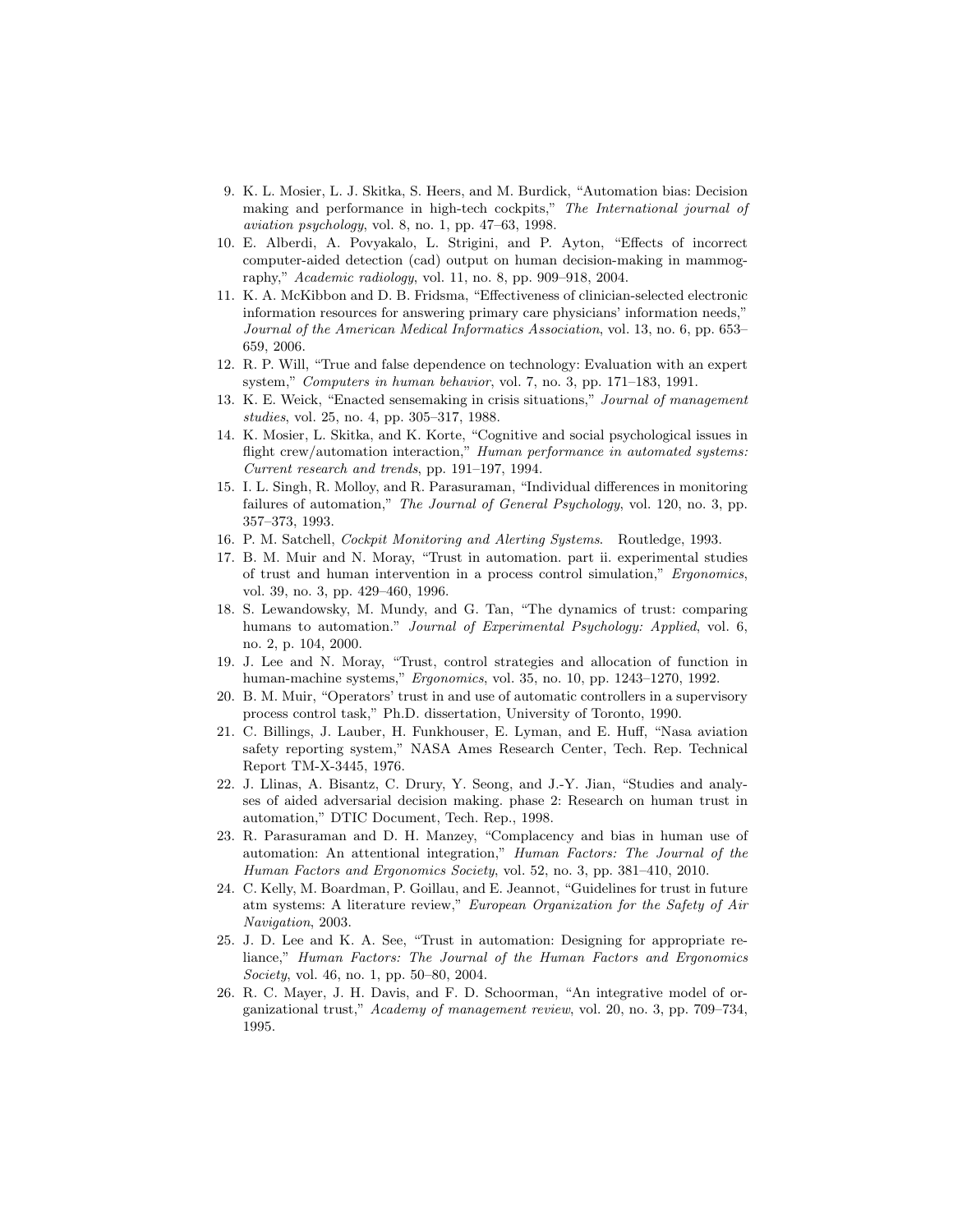9. K. L. Mosier, L. J. Skitka, S. Heers, and M. Burdick, “Automation bias: Decision making and performance in high-tech cockpits,” *The International journal of aviation psychology*, vol. 8, no. 1, pp. 47–63, 1998.
10. E. Alberdi, A. Povyakalo, L. Strigini, and P. Ayton, “Effects of incorrect computer-aided detection (cad) output on human decision-making in mammography,” *Academic radiology*, vol. 11, no. 8, pp. 909–918, 2004.
11. K. A. McKibbon and D. B. Fridsma, “Effectiveness of clinician-selected electronic information resources for answering primary care physicians’ information needs,” *Journal of the American Medical Informatics Association*, vol. 13, no. 6, pp. 653–659, 2006.
12. R. P. Will, “True and false dependence on technology: Evaluation with an expert system,” *Computers in human behavior*, vol. 7, no. 3, pp. 171–183, 1991.
13. K. E. Weick, “Enacted sensemaking in crisis situations,” *Journal of management studies*, vol. 25, no. 4, pp. 305–317, 1988.
14. K. Mosier, L. Skitka, and K. Korte, “Cognitive and social psychological issues in flight crew/automation interaction,” *Human performance in automated systems: Current research and trends*, pp. 191–197, 1994.
15. I. L. Singh, R. Molloy, and R. Parasuraman, “Individual differences in monitoring failures of automation,” *The Journal of General Psychology*, vol. 120, no. 3, pp. 357–373, 1993.
16. P. M. Satchell, *Cockpit Monitoring and Alerting Systems*. Routledge, 1993.
17. B. M. Muir and N. Moray, “Trust in automation. part ii. experimental studies of trust and human intervention in a process control simulation,” *Ergonomics*, vol. 39, no. 3, pp. 429–460, 1996.
18. S. Lewandowsky, M. Mundy, and G. Tan, “The dynamics of trust: comparing humans to automation.” *Journal of Experimental Psychology: Applied*, vol. 6, no. 2, p. 104, 2000.
19. J. Lee and N. Moray, “Trust, control strategies and allocation of function in human-machine systems,” *Ergonomics*, vol. 35, no. 10, pp. 1243–1270, 1992.
20. B. M. Muir, “Operators’ trust in and use of automatic controllers in a supervisory process control task,” Ph.D. dissertation, University of Toronto, 1990.
21. C. Billings, J. Lauber, H. Funkhouser, E. Lyman, and E. Huff, “Nasa aviation safety reporting system,” NASA Ames Research Center, Tech. Rep. Technical Report TM-X-3445, 1976.
22. J. Llinas, A. Bisantz, C. Drury, Y. Seong, and J.-Y. Jian, “Studies and analyses of aided adversarial decision making. phase 2: Research on human trust in automation,” DTIC Document, Tech. Rep., 1998.
23. R. Parasuraman and D. H. Manzey, “Complacency and bias in human use of automation: An attentional integration,” *Human Factors: The Journal of the Human Factors and Ergonomics Society*, vol. 52, no. 3, pp. 381–410, 2010.
24. C. Kelly, M. Boardman, P. Goillau, and E. Jeannot, “Guidelines for trust in future atm systems: A literature review,” *European Organization for the Safety of Air Navigation*, 2003.
25. J. D. Lee and K. A. See, “Trust in automation: Designing for appropriate reliance,” *Human Factors: The Journal of the Human Factors and Ergonomics Society*, vol. 46, no. 1, pp. 50–80, 2004.
26. R. C. Mayer, J. H. Davis, and F. D. Schoorman, “An integrative model of organizational trust,” *Academy of management review*, vol. 20, no. 3, pp. 709–734, 1995.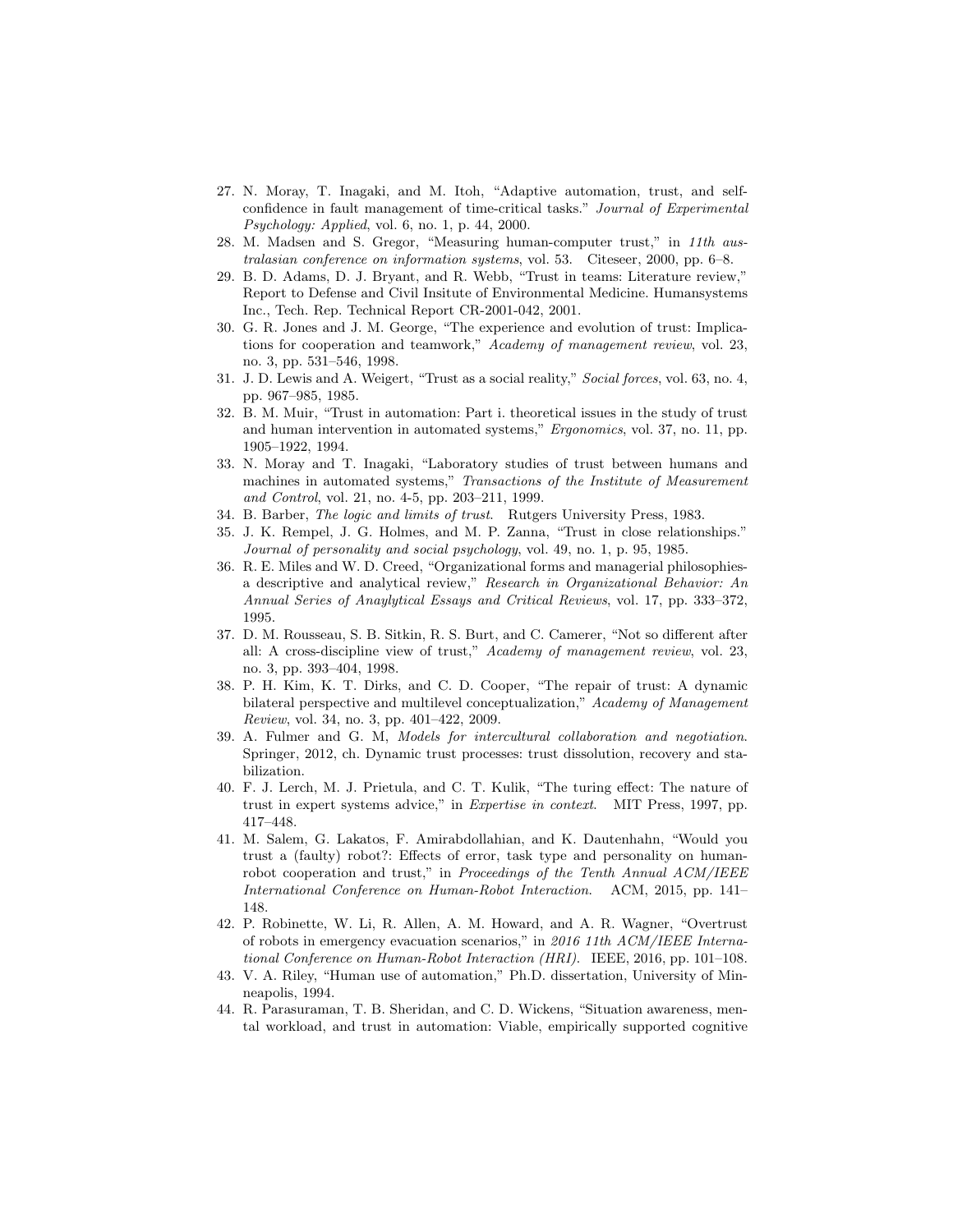27. N. Moray, T. Inagaki, and M. Itoh, "Adaptive automation, trust, and self-confidence in fault management of time-critical tasks." *Journal of Experimental Psychology: Applied*, vol. 6, no. 1, p. 44, 2000.
28. M. Madsen and S. Gregor, "Measuring human-computer trust," in *11th australasian conference on information systems*, vol. 53. Citeseer, 2000, pp. 6–8.
29. B. D. Adams, D. J. Bryant, and R. Webb, "Trust in teams: Literature review," Report to Defense and Civil Insitute of Environmental Medicine. Humansystems Inc., Tech. Rep. Technical Report CR-2001-042, 2001.
30. G. R. Jones and J. M. George, "The experience and evolution of trust: Implications for cooperation and teamwork," *Academy of management review*, vol. 23, no. 3, pp. 531–546, 1998.
31. J. D. Lewis and A. Weigert, "Trust as a social reality," *Social forces*, vol. 63, no. 4, pp. 967–985, 1985.
32. B. M. Muir, "Trust in automation: Part i. theoretical issues in the study of trust and human intervention in automated systems," *Ergonomics*, vol. 37, no. 11, pp. 1905–1922, 1994.
33. N. Moray and T. Inagaki, "Laboratory studies of trust between humans and machines in automated systems," *Transactions of the Institute of Measurement and Control*, vol. 21, no. 4-5, pp. 203–211, 1999.
34. B. Barber, *The logic and limits of trust*. Rutgers University Press, 1983.
35. J. K. Rempel, J. G. Holmes, and M. P. Zanna, "Trust in close relationships." *Journal of personality and social psychology*, vol. 49, no. 1, p. 95, 1985.
36. R. E. Miles and W. D. Creed, "Organizational forms and managerial philosophies-a descriptive and analytical review," *Research in Organizational Behavior: An Annual Series of Anaylytical Essays and Critical Reviews*, vol. 17, pp. 333–372, 1995.
37. D. M. Rousseau, S. B. Sitkin, R. S. Burt, and C. Camerer, "Not so different after all: A cross-discipline view of trust," *Academy of management review*, vol. 23, no. 3, pp. 393–404, 1998.
38. P. H. Kim, K. T. Dirks, and C. D. Cooper, "The repair of trust: A dynamic bilateral perspective and multilevel conceptualization," *Academy of Management Review*, vol. 34, no. 3, pp. 401–422, 2009.
39. A. Fulmer and G. M, *Models for intercultural collaboration and negotiation*. Springer, 2012, ch. Dynamic trust processes: trust dissolution, recovery and stabilization.
40. F. J. Lerch, M. J. Prietula, and C. T. Kulik, "The turing effect: The nature of trust in expert systems advice," in *Expertise in context*. MIT Press, 1997, pp. 417–448.
41. M. Salem, G. Lakatos, F. Amirabdollahian, and K. Dautenhahn, "Would you trust a (faulty) robot?: Effects of error, task type and personality on human-robot cooperation and trust," in *Proceedings of the Tenth Annual ACM/IEEE International Conference on Human-Robot Interaction*. ACM, 2015, pp. 141–148.
42. P. Robinette, W. Li, R. Allen, A. M. Howard, and A. R. Wagner, "Overtrust of robots in emergency evacuation scenarios," in *2016 11th ACM/IEEE International Conference on Human-Robot Interaction (HRI)*. IEEE, 2016, pp. 101–108.
43. V. A. Riley, "Human use of automation," Ph.D. dissertation, University of Minneapolis, 1994.
44. R. Parasuraman, T. B. Sheridan, and C. D. Wickens, "Situation awareness, mental workload, and trust in automation: Viable, empirically supported cognitive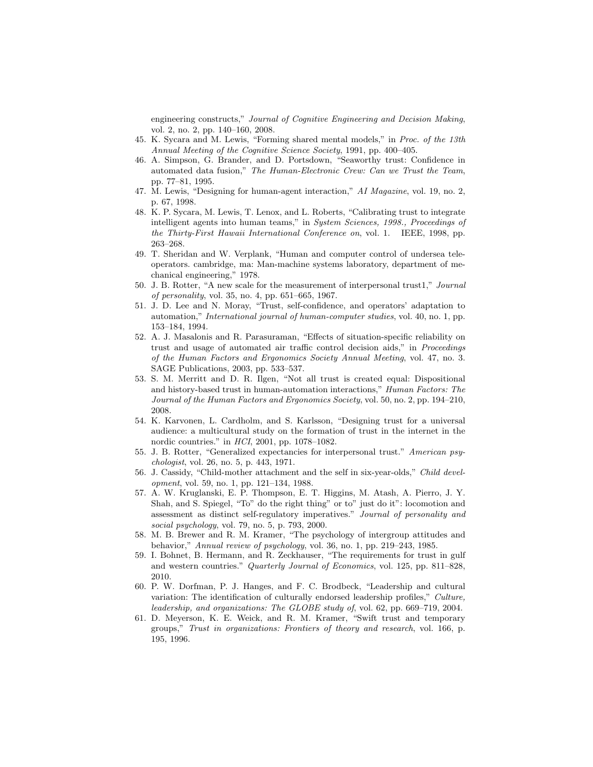engineering constructs," *Journal of Cognitive Engineering and Decision Making*, vol. 2, no. 2, pp. 140–160, 2008.

45. K. Sycara and M. Lewis, "Forming shared mental models," in *Proc. of the 13th Annual Meeting of the Cognitive Science Society*, 1991, pp. 400–405.
46. A. Simpson, G. Brander, and D. Portsdown, "Seaworthy trust: Confidence in automated data fusion," *The Human-Electronic Crew: Can we Trust the Team*, pp. 77–81, 1995.
47. M. Lewis, "Designing for human-agent interaction," *AI Magazine*, vol. 19, no. 2, p. 67, 1998.
48. K. P. Sycara, M. Lewis, T. Lenox, and L. Roberts, "Calibrating trust to integrate intelligent agents into human teams," in *System Sciences, 1998., Proceedings of the Thirty-First Hawaii International Conference on*, vol. 1. IEEE, 1998, pp. 263–268.
49. T. Sheridan and W. Verplank, "Human and computer control of undersea teleoperators. cambridge, ma: Man-machine systems laboratory, department of mechanical engineering," 1978.
50. J. B. Rotter, "A new scale for the measurement of interpersonal trust1," *Journal of personality*, vol. 35, no. 4, pp. 651–665, 1967.
51. J. D. Lee and N. Moray, "Trust, self-confidence, and operators' adaptation to automation," *International journal of human-computer studies*, vol. 40, no. 1, pp. 153–184, 1994.
52. A. J. Masalonis and R. Parasuraman, "Effects of situation-specific reliability on trust and usage of automated air traffic control decision aids," in *Proceedings of the Human Factors and Ergonomics Society Annual Meeting*, vol. 47, no. 3. SAGE Publications, 2003, pp. 533–537.
53. S. M. Merritt and D. R. Ilgen, "Not all trust is created equal: Dispositional and history-based trust in human-automation interactions," *Human Factors: The Journal of the Human Factors and Ergonomics Society*, vol. 50, no. 2, pp. 194–210, 2008.
54. K. Karvonen, L. Cardholm, and S. Karlsson, "Designing trust for a universal audience: a multicultural study on the formation of trust in the internet in the nordic countries." in *HCI*, 2001, pp. 1078–1082.
55. J. B. Rotter, "Generalized expectancies for interpersonal trust." *American psychologist*, vol. 26, no. 5, p. 443, 1971.
56. J. Cassidy, "Child-mother attachment and the self in six-year-olds," *Child development*, vol. 59, no. 1, pp. 121–134, 1988.
57. A. W. Kruglanski, E. P. Thompson, E. T. Higgins, M. Atash, A. Pierro, J. Y. Shah, and S. Spiegel, "To" do the right thing" or to" just do it": locomotion and assessment as distinct self-regulatory imperatives." *Journal of personality and social psychology*, vol. 79, no. 5, p. 793, 2000.
58. M. B. Brewer and R. M. Kramer, "The psychology of intergroup attitudes and behavior," *Annual review of psychology*, vol. 36, no. 1, pp. 219–243, 1985.
59. I. Bohnet, B. Hermann, and R. Zeckhauser, "The requirements for trust in gulf and western countries." *Quarterly Journal of Economics*, vol. 125, pp. 811–828, 2010.
60. P. W. Dorfman, P. J. Hanges, and F. C. Brodbeck, "Leadership and cultural variation: The identification of culturally endorsed leadership profiles," *Culture, leadership, and organizations: The GLOBE study of*, vol. 62, pp. 669–719, 2004.
61. D. Meyerson, K. E. Weick, and R. M. Kramer, "Swift trust and temporary groups," *Trust in organizations: Frontiers of theory and research*, vol. 166, p. 195, 1996.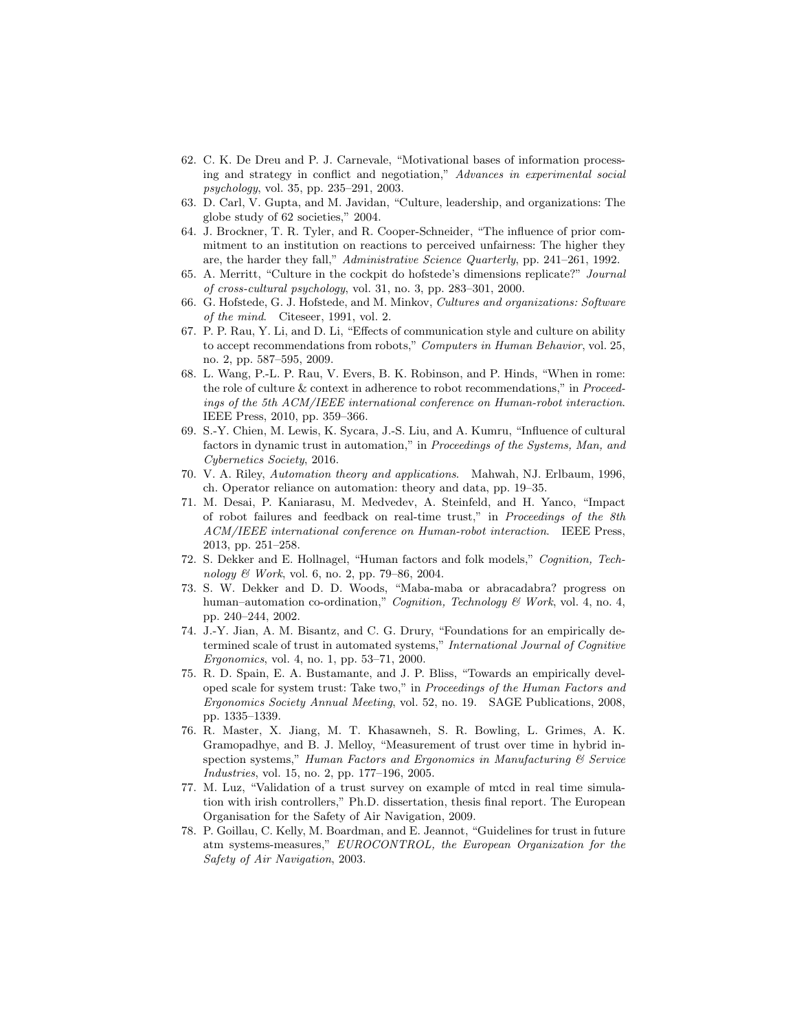62. C. K. De Dreu and P. J. Carnevale, "Motivational bases of information processing and strategy in conflict and negotiation," *Advances in experimental social psychology*, vol. 35, pp. 235–291, 2003.
63. D. Carl, V. Gupta, and M. Javidan, "Culture, leadership, and organizations: The globe study of 62 societies," 2004.
64. J. Brockner, T. R. Tyler, and R. Cooper-Schneider, "The influence of prior commitment to an institution on reactions to perceived unfairness: The higher they are, the harder they fall," *Administrative Science Quarterly*, pp. 241–261, 1992.
65. A. Merritt, "Culture in the cockpit do hofstede's dimensions replicate?" *Journal of cross-cultural psychology*, vol. 31, no. 3, pp. 283–301, 2000.
66. G. Hofstede, G. J. Hofstede, and M. Minkov, *Cultures and organizations: Software of the mind*. Citeseer, 1991, vol. 2.
67. P. P. Rau, Y. Li, and D. Li, "Effects of communication style and culture on ability to accept recommendations from robots," *Computers in Human Behavior*, vol. 25, no. 2, pp. 587–595, 2009.
68. L. Wang, P.-L. P. Rau, V. Evers, B. K. Robinson, and P. Hinds, "When in rome: the role of culture & context in adherence to robot recommendations," in *Proceedings of the 5th ACM/IEEE international conference on Human-robot interaction*. IEEE Press, 2010, pp. 359–366.
69. S.-Y. Chien, M. Lewis, K. Sycara, J.-S. Liu, and A. Kumru, "Influence of cultural factors in dynamic trust in automation," in *Proceedings of the Systems, Man, and Cybernetics Society*, 2016.
70. V. A. Riley, *Automation theory and applications*. Mahwah, NJ. Erlbaum, 1996, ch. Operator reliance on automation: theory and data, pp. 19–35.
71. M. Desai, P. Kaniarasu, M. Medvedev, A. Steinfeld, and H. Yanco, "Impact of robot failures and feedback on real-time trust," in *Proceedings of the 8th ACM/IEEE international conference on Human-robot interaction*. IEEE Press, 2013, pp. 251–258.
72. S. Dekker and E. Hollnagel, "Human factors and folk models," *Cognition, Technology & Work*, vol. 6, no. 2, pp. 79–86, 2004.
73. S. W. Dekker and D. D. Woods, "Maba-maba or abracadabra? progress on human–automation co-ordination," *Cognition, Technology & Work*, vol. 4, no. 4, pp. 240–244, 2002.
74. J.-Y. Jian, A. M. Bisantz, and C. G. Drury, "Foundations for an empirically determined scale of trust in automated systems," *International Journal of Cognitive Ergonomics*, vol. 4, no. 1, pp. 53–71, 2000.
75. R. D. Spain, E. A. Bustamante, and J. P. Bliss, "Towards an empirically developed scale for system trust: Take two," in *Proceedings of the Human Factors and Ergonomics Society Annual Meeting*, vol. 52, no. 19. SAGE Publications, 2008, pp. 1335–1339.
76. R. Master, X. Jiang, M. T. Khasawneh, S. R. Bowling, L. Grimes, A. K. Gramopadhye, and B. J. Melloy, "Measurement of trust over time in hybrid inspection systems," *Human Factors and Ergonomics in Manufacturing & Service Industries*, vol. 15, no. 2, pp. 177–196, 2005.
77. M. Luz, "Validation of a trust survey on example of mtcd in real time simulation with irish controllers," Ph.D. dissertation, thesis final report. The European Organisation for the Safety of Air Navigation, 2009.
78. P. Goillau, C. Kelly, M. Boardman, and E. Jeannot, "Guidelines for trust in future atm systems-measures," *EUROCONTROL, the European Organization for the Safety of Air Navigation*, 2003.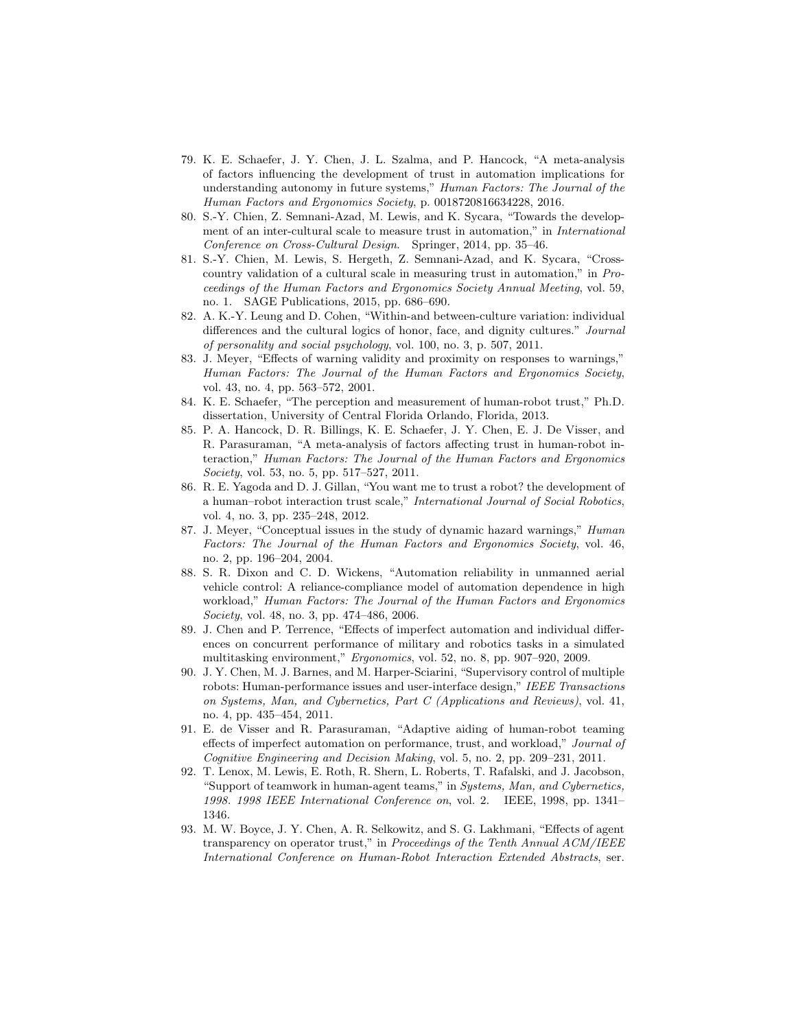79. K. E. Schaefer, J. Y. Chen, J. L. Szalma, and P. Hancock, "A meta-analysis of factors influencing the development of trust in automation implications for understanding autonomy in future systems," *Human Factors: The Journal of the Human Factors and Ergonomics Society*, p. 0018720816634228, 2016.
80. S.-Y. Chien, Z. Semnani-Azad, M. Lewis, and K. Sycara, "Towards the development of an inter-cultural scale to measure trust in automation," in *International Conference on Cross-Cultural Design*. Springer, 2014, pp. 35–46.
81. S.-Y. Chien, M. Lewis, S. Hergeth, Z. Semnani-Azad, and K. Sycara, "Cross-country validation of a cultural scale in measuring trust in automation," in *Proceedings of the Human Factors and Ergonomics Society Annual Meeting*, vol. 59, no. 1. SAGE Publications, 2015, pp. 686–690.
82. A. K.-Y. Leung and D. Cohen, "Within-and between-culture variation: individual differences and the cultural logics of honor, face, and dignity cultures." *Journal of personality and social psychology*, vol. 100, no. 3, p. 507, 2011.
83. J. Meyer, "Effects of warning validity and proximity on responses to warnings," *Human Factors: The Journal of the Human Factors and Ergonomics Society*, vol. 43, no. 4, pp. 563–572, 2001.
84. K. E. Schaefer, "The perception and measurement of human-robot trust," Ph.D. dissertation, University of Central Florida Orlando, Florida, 2013.
85. P. A. Hancock, D. R. Billings, K. E. Schaefer, J. Y. Chen, E. J. De Visser, and R. Parasuraman, "A meta-analysis of factors affecting trust in human-robot interaction," *Human Factors: The Journal of the Human Factors and Ergonomics Society*, vol. 53, no. 5, pp. 517–527, 2011.
86. R. E. Yagoda and D. J. Gillan, "You want me to trust a robot? the development of a human–robot interaction trust scale," *International Journal of Social Robotics*, vol. 4, no. 3, pp. 235–248, 2012.
87. J. Meyer, "Conceptual issues in the study of dynamic hazard warnings," *Human Factors: The Journal of the Human Factors and Ergonomics Society*, vol. 46, no. 2, pp. 196–204, 2004.
88. S. R. Dixon and C. D. Wickens, "Automation reliability in unmanned aerial vehicle control: A reliance-compliance model of automation dependence in high workload," *Human Factors: The Journal of the Human Factors and Ergonomics Society*, vol. 48, no. 3, pp. 474–486, 2006.
89. J. Chen and P. Terrence, "Effects of imperfect automation and individual differences on concurrent performance of military and robotics tasks in a simulated multitasking environment," *Ergonomics*, vol. 52, no. 8, pp. 907–920, 2009.
90. J. Y. Chen, M. J. Barnes, and M. Harper-Sciarini, "Supervisory control of multiple robots: Human-performance issues and user-interface design," *IEEE Transactions on Systems, Man, and Cybernetics, Part C (Applications and Reviews)*, vol. 41, no. 4, pp. 435–454, 2011.
91. E. de Visser and R. Parasuraman, "Adaptive aiding of human-robot teaming effects of imperfect automation on performance, trust, and workload," *Journal of Cognitive Engineering and Decision Making*, vol. 5, no. 2, pp. 209–231, 2011.
92. T. Lenox, M. Lewis, E. Roth, R. Shern, L. Roberts, T. Rafalski, and J. Jacobson, "Support of teamwork in human-agent teams," in *Systems, Man, and Cybernetics, 1998. 1998 IEEE International Conference on*, vol. 2. IEEE, 1998, pp. 1341–1346.
93. M. W. Boyce, J. Y. Chen, A. R. Selkowitz, and S. G. Lakhmani, "Effects of agent transparency on operator trust," in *Proceedings of the Tenth Annual ACM/IEEE International Conference on Human-Robot Interaction Extended Abstracts*, ser.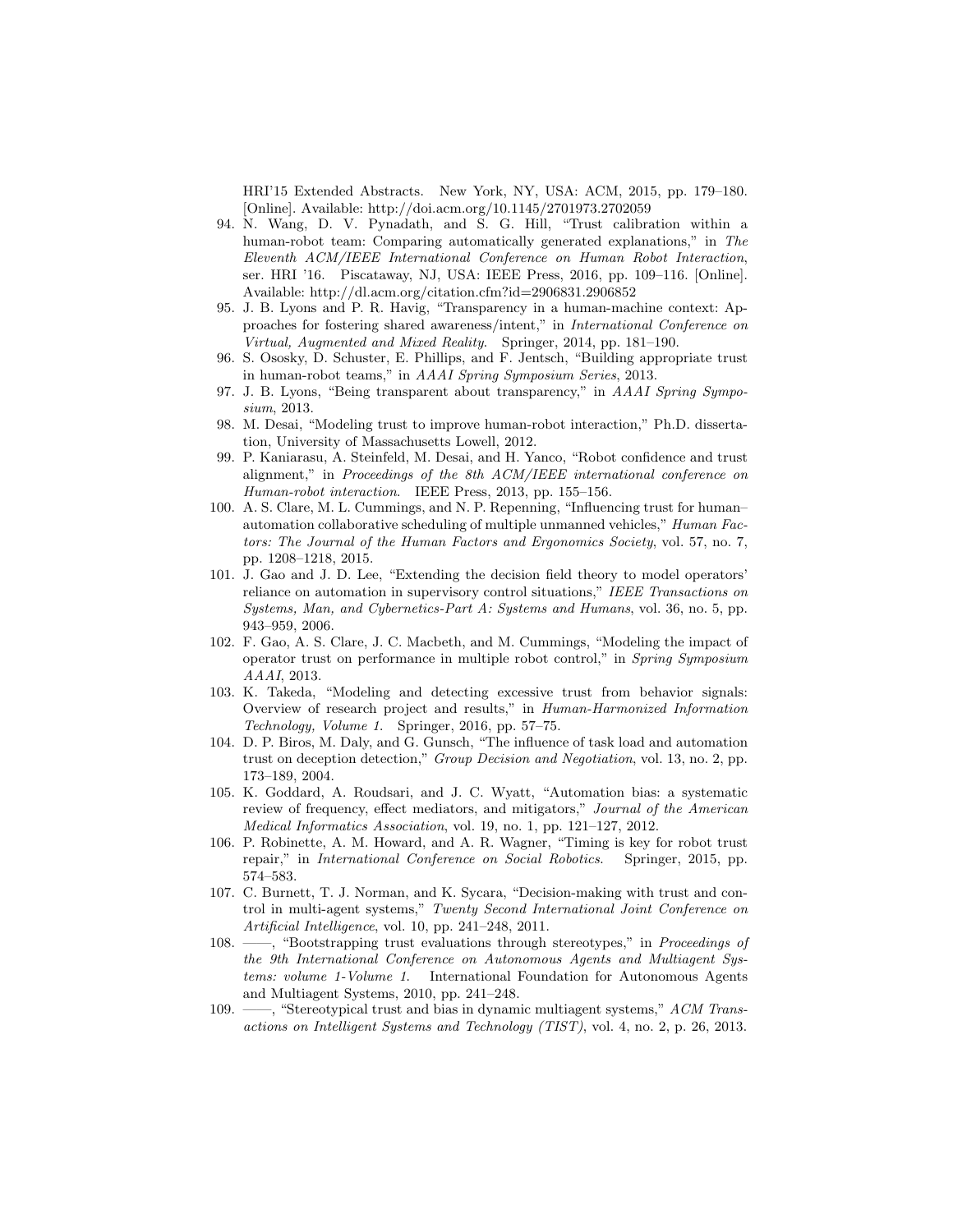HRI'15 Extended Abstracts. New York, NY, USA: ACM, 2015, pp. 179–180. [Online]. Available: http://doi.acm.org/10.1145/2701973.2702059

94. N. Wang, D. V. Pynadath, and S. G. Hill, "Trust calibration within a human-robot team: Comparing automatically generated explanations," in *The Eleventh ACM/IEEE International Conference on Human Robot Interaction*, ser. HRI '16. Piscataway, NJ, USA: IEEE Press, 2016, pp. 109–116. [Online]. Available: http://dl.acm.org/citation.cfm?id=2906831.2906852
95. J. B. Lyons and P. R. Havig, "Transparency in a human-machine context: Approaches for fostering shared awareness/intent," in *International Conference on Virtual, Augmented and Mixed Reality*. Springer, 2014, pp. 181–190.
96. S. Ososky, D. Schuster, E. Phillips, and F. Jentsch, "Building appropriate trust in human-robot teams," in *AAAI Spring Symposium Series*, 2013.
97. J. B. Lyons, "Being transparent about transparency," in *AAAI Spring Symposium*, 2013.
98. M. Desai, "Modeling trust to improve human-robot interaction," Ph.D. dissertation, University of Massachusetts Lowell, 2012.
99. P. Kaniarasu, A. Steinfeld, M. Desai, and H. Yanco, "Robot confidence and trust alignment," in *Proceedings of the 8th ACM/IEEE international conference on Human-robot interaction*. IEEE Press, 2013, pp. 155–156.
100. A. S. Clare, M. L. Cummings, and N. P. Repenning, "Influencing trust for human–automation collaborative scheduling of multiple unmanned vehicles," *Human Factors: The Journal of the Human Factors and Ergonomics Society*, vol. 57, no. 7, pp. 1208–1218, 2015.
101. J. Gao and J. D. Lee, "Extending the decision field theory to model operators' reliance on automation in supervisory control situations," *IEEE Transactions on Systems, Man, and Cybernetics-Part A: Systems and Humans*, vol. 36, no. 5, pp. 943–959, 2006.
102. F. Gao, A. S. Clare, J. C. Macbeth, and M. Cummings, "Modeling the impact of operator trust on performance in multiple robot control," in *Spring Symposium AAAI*, 2013.
103. K. Takeda, "Modeling and detecting excessive trust from behavior signals: Overview of research project and results," in *Human-Harmonized Information Technology, Volume 1*. Springer, 2016, pp. 57–75.
104. D. P. Biros, M. Daly, and G. Gunsch, "The influence of task load and automation trust on deception detection," *Group Decision and Negotiation*, vol. 13, no. 2, pp. 173–189, 2004.
105. K. Goddard, A. Roudsari, and J. C. Wyatt, "Automation bias: a systematic review of frequency, effect mediators, and mitigators," *Journal of the American Medical Informatics Association*, vol. 19, no. 1, pp. 121–127, 2012.
106. P. Robinette, A. M. Howard, and A. R. Wagner, "Timing is key for robot trust repair," in *International Conference on Social Robotics*. Springer, 2015, pp. 574–583.
107. C. Burnett, T. J. Norman, and K. Sycara, "Decision-making with trust and control in multi-agent systems," *Twenty Second International Joint Conference on Artificial Intelligence*, vol. 10, pp. 241–248, 2011.
108. ——, "Bootstrapping trust evaluations through stereotypes," in *Proceedings of the 9th International Conference on Autonomous Agents and Multiagent Systems: volume 1-Volume 1*. International Foundation for Autonomous Agents and Multiagent Systems, 2010, pp. 241–248.
109. ——, "Stereotypical trust and bias in dynamic multiagent systems," *ACM Transactions on Intelligent Systems and Technology (TIST)*, vol. 4, no. 2, p. 26, 2013.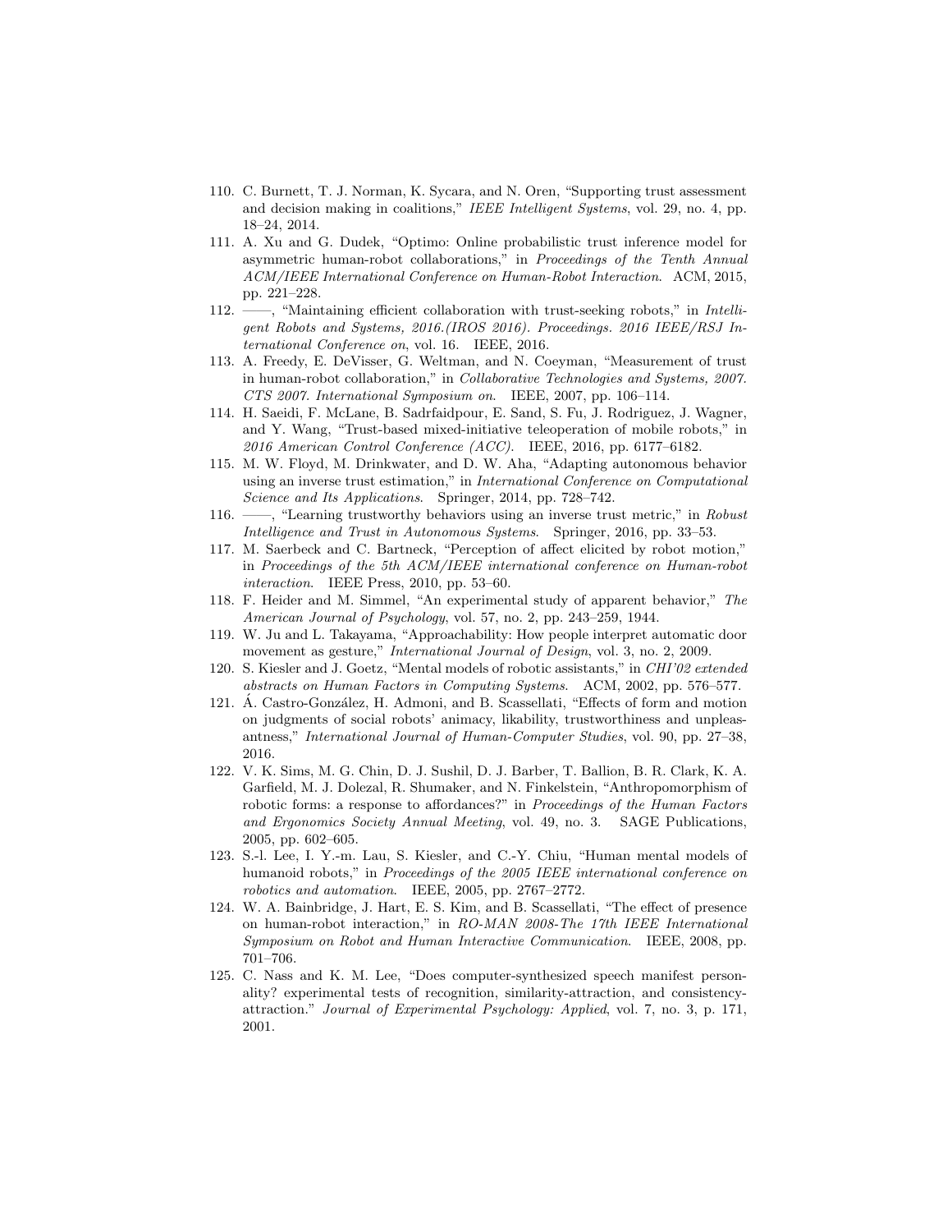110. C. Burnett, T. J. Norman, K. Sycara, and N. Oren, "Supporting trust assessment and decision making in coalitions," *IEEE Intelligent Systems*, vol. 29, no. 4, pp. 18–24, 2014.
111. A. Xu and G. Dudek, "Optimo: Online probabilistic trust inference model for asymmetric human-robot collaborations," in *Proceedings of the Tenth Annual ACM/IEEE International Conference on Human-Robot Interaction*. ACM, 2015, pp. 221–228.
112. ——, "Maintaining efficient collaboration with trust-seeking robots," in *Intelligent Robots and Systems, 2016.(IROS 2016). Proceedings. 2016 IEEE/RSJ International Conference on*, vol. 16. IEEE, 2016.
113. A. Freedy, E. DeVisser, G. Weltman, and N. Coeyman, "Measurement of trust in human-robot collaboration," in *Collaborative Technologies and Systems, 2007. CTS 2007. International Symposium on*. IEEE, 2007, pp. 106–114.
114. H. Saeidi, F. McLane, B. Sadrfaidpour, E. Sand, S. Fu, J. Rodriguez, J. Wagner, and Y. Wang, "Trust-based mixed-initiative teleoperation of mobile robots," in *2016 American Control Conference (ACC)*. IEEE, 2016, pp. 6177–6182.
115. M. W. Floyd, M. Drinkwater, and D. W. Aha, "Adapting autonomous behavior using an inverse trust estimation," in *International Conference on Computational Science and Its Applications*. Springer, 2014, pp. 728–742.
116. ——, "Learning trustworthy behaviors using an inverse trust metric," in *Robust Intelligence and Trust in Autonomous Systems*. Springer, 2016, pp. 33–53.
117. M. Saerbeck and C. Bartneck, "Perception of affect elicited by robot motion," in *Proceedings of the 5th ACM/IEEE international conference on Human-robot interaction*. IEEE Press, 2010, pp. 53–60.
118. F. Heider and M. Simmel, "An experimental study of apparent behavior," *The American Journal of Psychology*, vol. 57, no. 2, pp. 243–259, 1944.
119. W. Ju and L. Takayama, "Approachability: How people interpret automatic door movement as gesture," *International Journal of Design*, vol. 3, no. 2, 2009.
120. S. Kiesler and J. Goetz, "Mental models of robotic assistants," in *CHI'02 extended abstracts on Human Factors in Computing Systems*. ACM, 2002, pp. 576–577.
121. Á. Castro-González, H. Admoni, and B. Scassellati, "Effects of form and motion on judgments of social robots' animacy, likability, trustworthiness and unpleasantness," *International Journal of Human-Computer Studies*, vol. 90, pp. 27–38, 2016.
122. V. K. Sims, M. G. Chin, D. J. Sushil, D. J. Barber, T. Ballion, B. R. Clark, K. A. Garfield, M. J. Dolezal, R. Shumaker, and N. Finkelstein, "Anthropomorphism of robotic forms: a response to affordances?" in *Proceedings of the Human Factors and Ergonomics Society Annual Meeting*, vol. 49, no. 3. SAGE Publications, 2005, pp. 602–605.
123. S.-l. Lee, I. Y.-m. Lau, S. Kiesler, and C.-Y. Chiu, "Human mental models of humanoid robots," in *Proceedings of the 2005 IEEE international conference on robotics and automation*. IEEE, 2005, pp. 2767–2772.
124. W. A. Bainbridge, J. Hart, E. S. Kim, and B. Scassellati, "The effect of presence on human-robot interaction," in *RO-MAN 2008-The 17th IEEE International Symposium on Robot and Human Interactive Communication*. IEEE, 2008, pp. 701–706.
125. C. Nass and K. M. Lee, "Does computer-synthesized speech manifest personality? experimental tests of recognition, similarity-attraction, and consistency-attraction." *Journal of Experimental Psychology: Applied*, vol. 7, no. 3, p. 171, 2001.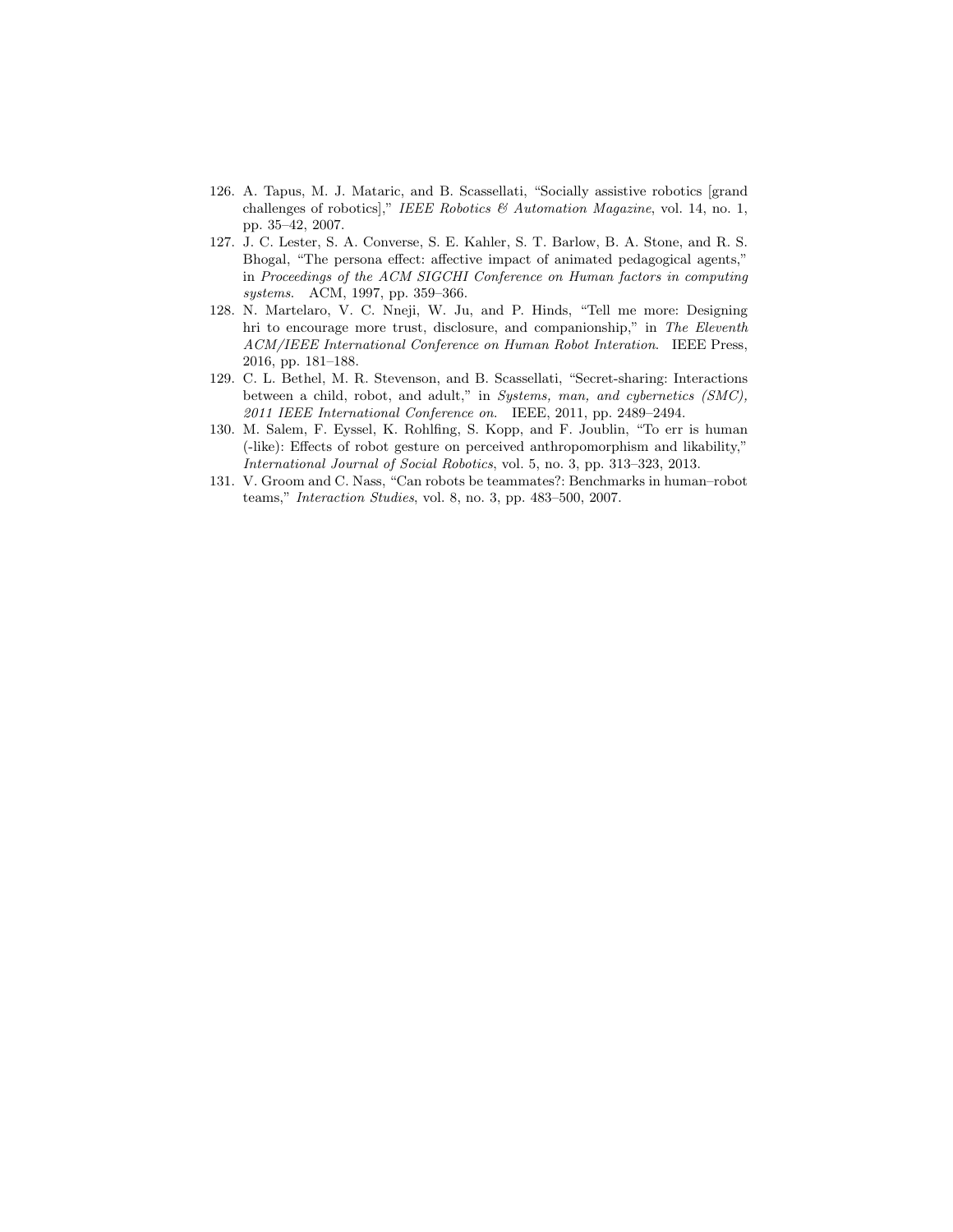126. A. Tapus, M. J. Mataric, and B. Scassellati, "Socially assistive robotics [grand challenges of robotics]," *IEEE Robotics & Automation Magazine*, vol. 14, no. 1, pp. 35–42, 2007.
127. J. C. Lester, S. A. Converse, S. E. Kahler, S. T. Barlow, B. A. Stone, and R. S. Bhogal, "The persona effect: affective impact of animated pedagogical agents," in *Proceedings of the ACM SIGCHI Conference on Human factors in computing systems*. ACM, 1997, pp. 359–366.
128. N. Martelaro, V. C. Nneji, W. Ju, and P. Hinds, "Tell me more: Designing hri to encourage more trust, disclosure, and companionship," in *The Eleventh ACM/IEEE International Conference on Human Robot Interation*. IEEE Press, 2016, pp. 181–188.
129. C. L. Bethel, M. R. Stevenson, and B. Scassellati, "Secret-sharing: Interactions between a child, robot, and adult," in *Systems, man, and cybernetics (SMC), 2011 IEEE International Conference on*. IEEE, 2011, pp. 2489–2494.
130. M. Salem, F. Eyssel, K. Rohlfing, S. Kopp, and F. Joublin, "To err is human (-like): Effects of robot gesture on perceived anthropomorphism and likability," *International Journal of Social Robotics*, vol. 5, no. 3, pp. 313–323, 2013.
131. V. Groom and C. Nass, "Can robots be teammates?: Benchmarks in human–robot teams," *Interaction Studies*, vol. 8, no. 3, pp. 483–500, 2007.